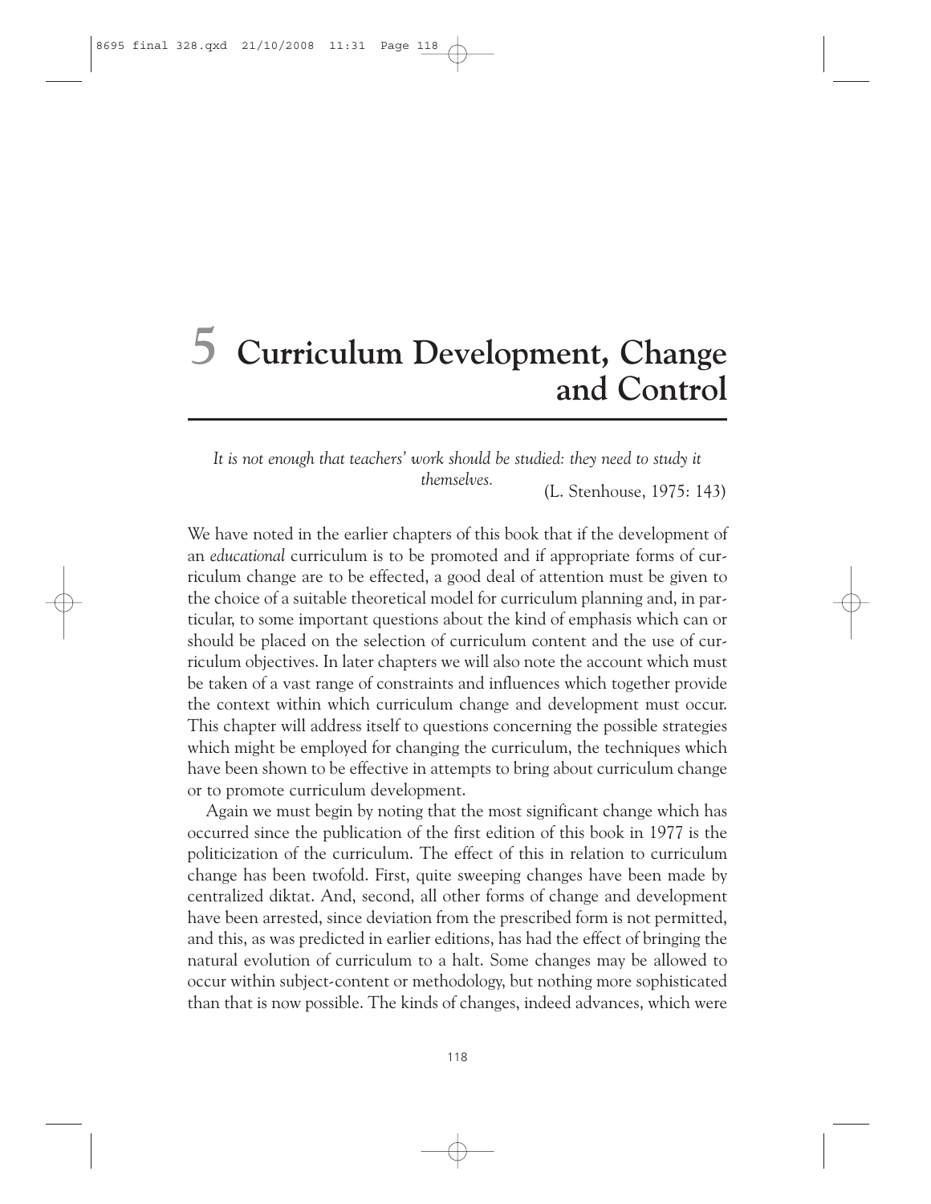# 5 Curriculum Development, Change and Control

*It is not enough that teachers' work should be studied: they need to study it themselves.*

(L. Stenhouse, 1975: 143)

We have noted in the earlier chapters of this book that if the development of an *educational* curriculum is to be promoted and if appropriate forms of curriculum change are to be effected, a good deal of attention must be given to the choice of a suitable theoretical model for curriculum planning and, in particular, to some important questions about the kind of emphasis which can or should be placed on the selection of curriculum content and the use of curriculum objectives. In later chapters we will also note the account which must be taken of a vast range of constraints and influences which together provide the context within which curriculum change and development must occur. This chapter will address itself to questions concerning the possible strategies which might be employed for changing the curriculum, the techniques which have been shown to be effective in attempts to bring about curriculum change or to promote curriculum development.

Again we must begin by noting that the most significant change which has occurred since the publication of the first edition of this book in 1977 is the politicization of the curriculum. The effect of this in relation to curriculum change has been twofold. First, quite sweeping changes have been made by centralized diktat. And, second, all other forms of change and development have been arrested, since deviation from the prescribed form is not permitted, and this, as was predicted in earlier editions, has had the effect of bringing the natural evolution of curriculum to a halt. Some changes may be allowed to occur within subject-content or methodology, but nothing more sophisticated than that is now possible. The kinds of changes, indeed advances, which were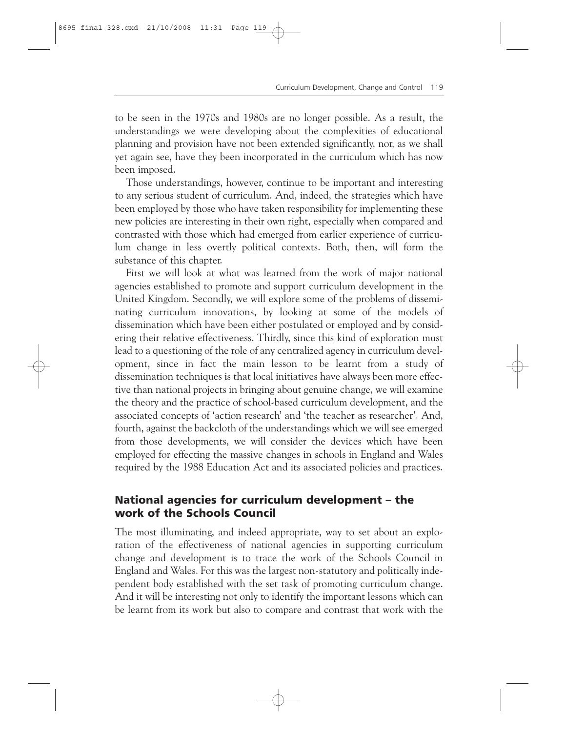to be seen in the 1970s and 1980s are no longer possible. As a result, the understandings we were developing about the complexities of educational planning and provision have not been extended significantly, nor, as we shall yet again see, have they been incorporated in the curriculum which has now been imposed.

Those understandings, however, continue to be important and interesting to any serious student of curriculum. And, indeed, the strategies which have been employed by those who have taken responsibility for implementing these new policies are interesting in their own right, especially when compared and contrasted with those which had emerged from earlier experience of curriculum change in less overtly political contexts. Both, then, will form the substance of this chapter.

First we will look at what was learned from the work of major national agencies established to promote and support curriculum development in the United Kingdom. Secondly, we will explore some of the problems of disseminating curriculum innovations, by looking at some of the models of dissemination which have been either postulated or employed and by considering their relative effectiveness. Thirdly, since this kind of exploration must lead to a questioning of the role of any centralized agency in curriculum development, since in fact the main lesson to be learnt from a study of dissemination techniques is that local initiatives have always been more effective than national projects in bringing about genuine change, we will examine the theory and the practice of school-based curriculum development, and the associated concepts of 'action research' and 'the teacher as researcher'. And, fourth, against the backcloth of the understandings which we will see emerged from those developments, we will consider the devices which have been employed for effecting the massive changes in schools in England and Wales required by the 1988 Education Act and its associated policies and practices.

## National agencies for curriculum development – the work of the Schools Council

The most illuminating, and indeed appropriate, way to set about an exploration of the effectiveness of national agencies in supporting curriculum change and development is to trace the work of the Schools Council in England and Wales. For this was the largest non-statutory and politically independent body established with the set task of promoting curriculum change. And it will be interesting not only to identify the important lessons which can be learnt from its work but also to compare and contrast that work with the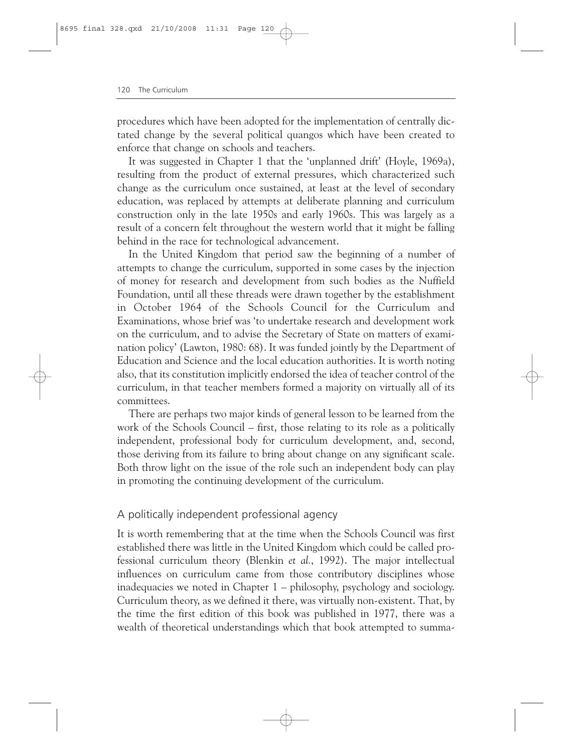procedures which have been adopted for the implementation of centrally dictated change by the several political quangos which have been created to enforce that change on schools and teachers.

It was suggested in Chapter 1 that the 'unplanned drift' (Hoyle, 1969a), resulting from the product of external pressures, which characterized such change as the curriculum once sustained, at least at the level of secondary education, was replaced by attempts at deliberate planning and curriculum construction only in the late 1950s and early 1960s. This was largely as a result of a concern felt throughout the western world that it might be falling behind in the race for technological advancement.

In the United Kingdom that period saw the beginning of a number of attempts to change the curriculum, supported in some cases by the injection of money for research and development from such bodies as the Nuffield Foundation, until all these threads were drawn together by the establishment in October 1964 of the Schools Council for the Curriculum and Examinations, whose brief was 'to undertake research and development work on the curriculum, and to advise the Secretary of State on matters of examination policy' (Lawton, 1980: 68). It was funded jointly by the Department of Education and Science and the local education authorities. It is worth noting also, that its constitution implicitly endorsed the idea of teacher control of the curriculum, in that teacher members formed a majority on virtually all of its committees.

There are perhaps two major kinds of general lesson to be learned from the work of the Schools Council – first, those relating to its role as a politically independent, professional body for curriculum development, and, second, those deriving from its failure to bring about change on any significant scale. Both throw light on the issue of the role such an independent body can play in promoting the continuing development of the curriculum.

## A politically independent professional agency

It is worth remembering that at the time when the Schools Council was first established there was little in the United Kingdom which could be called professional curriculum theory (Blenkin *et al.*, 1992). The major intellectual influences on curriculum came from those contributory disciplines whose inadequacies we noted in Chapter 1 – philosophy, psychology and sociology. Curriculum theory, as we defined it there, was virtually non-existent. That, by the time the first edition of this book was published in 1977, there was a wealth of theoretical understandings which that book attempted to summa-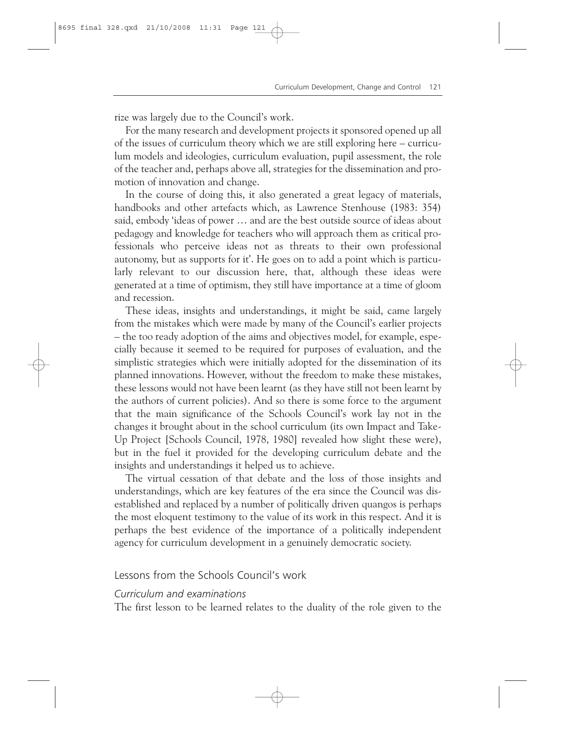rize was largely due to the Council's work.

For the many research and development projects it sponsored opened up all of the issues of curriculum theory which we are still exploring here – curriculum models and ideologies, curriculum evaluation, pupil assessment, the role of the teacher and, perhaps above all, strategies for the dissemination and promotion of innovation and change.

In the course of doing this, it also generated a great legacy of materials, handbooks and other artefacts which, as Lawrence Stenhouse (1983: 354) said, embody 'ideas of power … and are the best outside source of ideas about pedagogy and knowledge for teachers who will approach them as critical professionals who perceive ideas not as threats to their own professional autonomy, but as supports for it'. He goes on to add a point which is particularly relevant to our discussion here, that, although these ideas were generated at a time of optimism, they still have importance at a time of gloom and recession.

These ideas, insights and understandings, it might be said, came largely from the mistakes which were made by many of the Council's earlier projects – the too ready adoption of the aims and objectives model, for example, especially because it seemed to be required for purposes of evaluation, and the simplistic strategies which were initially adopted for the dissemination of its planned innovations. However, without the freedom to make these mistakes, these lessons would not have been learnt (as they have still not been learnt by the authors of current policies). And so there is some force to the argument that the main significance of the Schools Council's work lay not in the changes it brought about in the school curriculum (its own Impact and Take-Up Project [Schools Council, 1978, 1980] revealed how slight these were), but in the fuel it provided for the developing curriculum debate and the insights and understandings it helped us to achieve.

The virtual cessation of that debate and the loss of those insights and understandings, which are key features of the era since the Council was disestablished and replaced by a number of politically driven quangos is perhaps the most eloquent testimony to the value of its work in this respect. And it is perhaps the best evidence of the importance of a politically independent agency for curriculum development in a genuinely democratic society.

## Lessons from the Schools Council's work

### *Curriculum and examinations*

The first lesson to be learned relates to the duality of the role given to the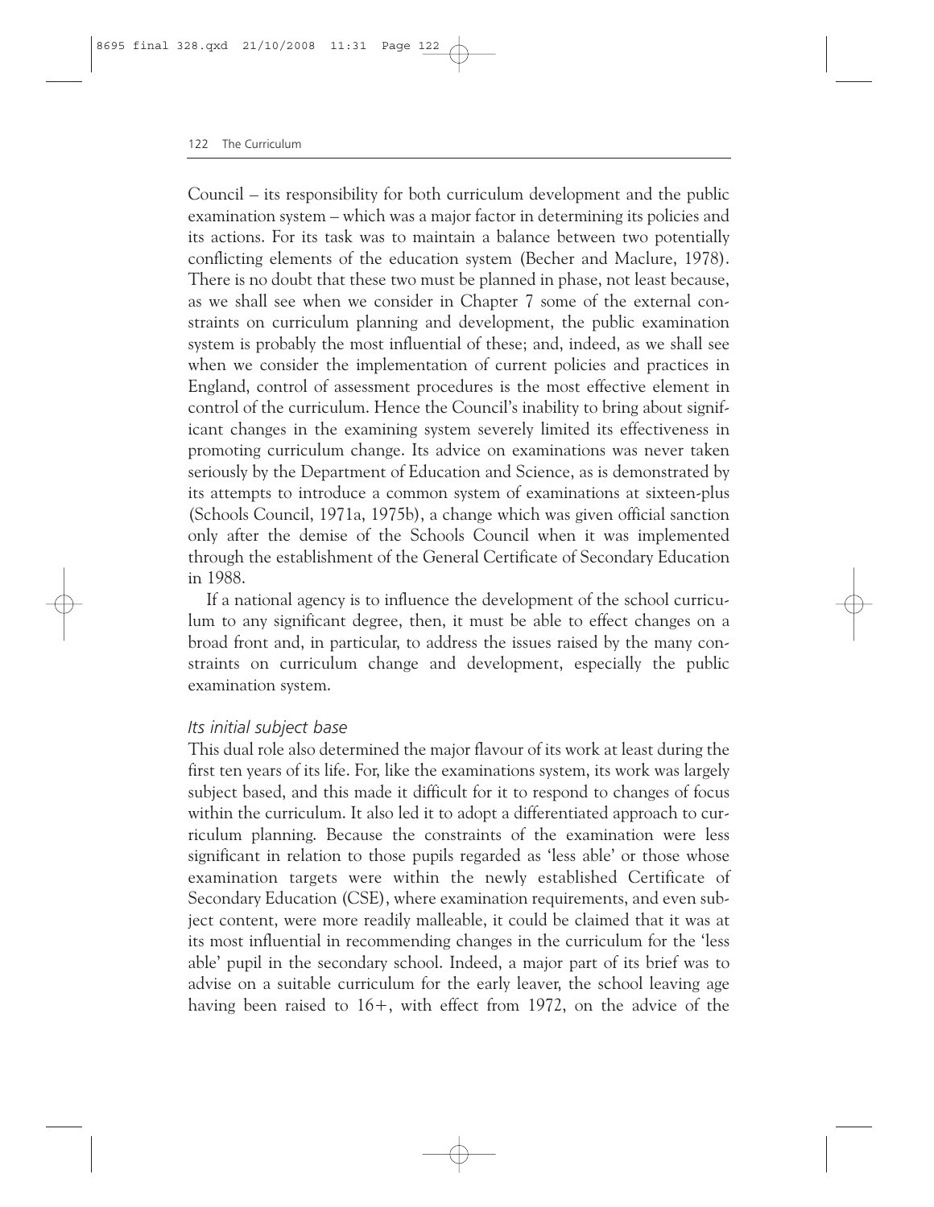Council – its responsibility for both curriculum development and the public examination system – which was a major factor in determining its policies and its actions. For its task was to maintain a balance between two potentially conflicting elements of the education system (Becher and Maclure, 1978). There is no doubt that these two must be planned in phase, not least because, as we shall see when we consider in Chapter 7 some of the external constraints on curriculum planning and development, the public examination system is probably the most influential of these; and, indeed, as we shall see when we consider the implementation of current policies and practices in England, control of assessment procedures is the most effective element in control of the curriculum. Hence the Council's inability to bring about significant changes in the examining system severely limited its effectiveness in promoting curriculum change. Its advice on examinations was never taken seriously by the Department of Education and Science, as is demonstrated by its attempts to introduce a common system of examinations at sixteen-plus (Schools Council, 1971a, 1975b), a change which was given official sanction only after the demise of the Schools Council when it was implemented through the establishment of the General Certificate of Secondary Education in 1988.

If a national agency is to influence the development of the school curriculum to any significant degree, then, it must be able to effect changes on a broad front and, in particular, to address the issues raised by the many constraints on curriculum change and development, especially the public examination system.

### *Its initial subject base*

This dual role also determined the major flavour of its work at least during the first ten years of its life. For, like the examinations system, its work was largely subject based, and this made it difficult for it to respond to changes of focus within the curriculum. It also led it to adopt a differentiated approach to curriculum planning. Because the constraints of the examination were less significant in relation to those pupils regarded as 'less able' or those whose examination targets were within the newly established Certificate of Secondary Education (CSE), where examination requirements, and even subject content, were more readily malleable, it could be claimed that it was at its most influential in recommending changes in the curriculum for the 'less able' pupil in the secondary school. Indeed, a major part of its brief was to advise on a suitable curriculum for the early leaver, the school leaving age having been raised to 16+, with effect from 1972, on the advice of the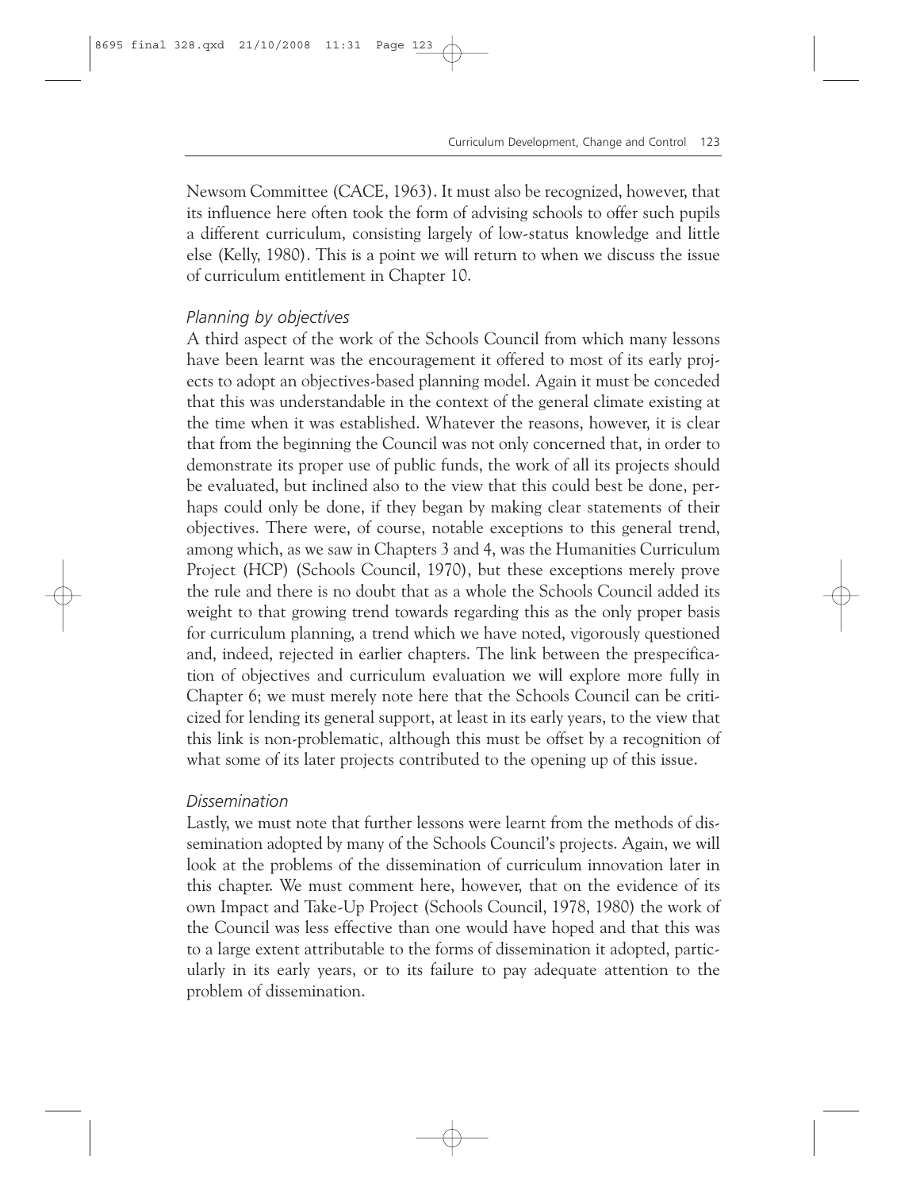Newsom Committee (CACE, 1963). It must also be recognized, however, that its influence here often took the form of advising schools to offer such pupils a different curriculum, consisting largely of low-status knowledge and little else (Kelly, 1980). This is a point we will return to when we discuss the issue of curriculum entitlement in Chapter 10.

### *Planning by objectives*

A third aspect of the work of the Schools Council from which many lessons have been learnt was the encouragement it offered to most of its early projects to adopt an objectives-based planning model. Again it must be conceded that this was understandable in the context of the general climate existing at the time when it was established. Whatever the reasons, however, it is clear that from the beginning the Council was not only concerned that, in order to demonstrate its proper use of public funds, the work of all its projects should be evaluated, but inclined also to the view that this could best be done, perhaps could only be done, if they began by making clear statements of their objectives. There were, of course, notable exceptions to this general trend, among which, as we saw in Chapters 3 and 4, was the Humanities Curriculum Project (HCP) (Schools Council, 1970), but these exceptions merely prove the rule and there is no doubt that as a whole the Schools Council added its weight to that growing trend towards regarding this as the only proper basis for curriculum planning, a trend which we have noted, vigorously questioned and, indeed, rejected in earlier chapters. The link between the prespecification of objectives and curriculum evaluation we will explore more fully in Chapter 6; we must merely note here that the Schools Council can be criticized for lending its general support, at least in its early years, to the view that this link is non-problematic, although this must be offset by a recognition of what some of its later projects contributed to the opening up of this issue.

### *Dissemination*

Lastly, we must note that further lessons were learnt from the methods of dissemination adopted by many of the Schools Council's projects. Again, we will look at the problems of the dissemination of curriculum innovation later in this chapter. We must comment here, however, that on the evidence of its own Impact and Take-Up Project (Schools Council, 1978, 1980) the work of the Council was less effective than one would have hoped and that this was to a large extent attributable to the forms of dissemination it adopted, particularly in its early years, or to its failure to pay adequate attention to the problem of dissemination.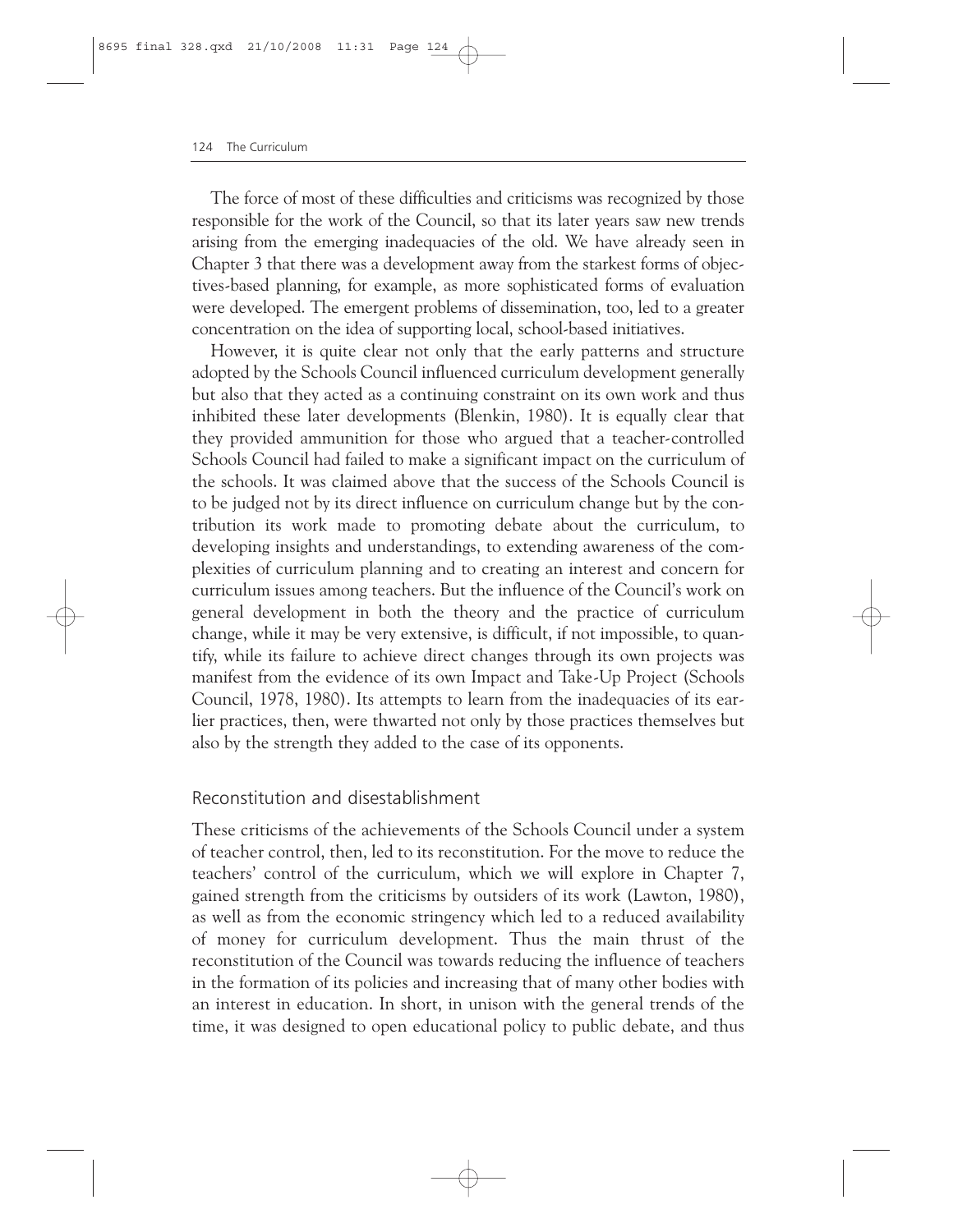The force of most of these difficulties and criticisms was recognized by those responsible for the work of the Council, so that its later years saw new trends arising from the emerging inadequacies of the old. We have already seen in Chapter 3 that there was a development away from the starkest forms of objectives-based planning, for example, as more sophisticated forms of evaluation were developed. The emergent problems of dissemination, too, led to a greater concentration on the idea of supporting local, school-based initiatives.

However, it is quite clear not only that the early patterns and structure adopted by the Schools Council influenced curriculum development generally but also that they acted as a continuing constraint on its own work and thus inhibited these later developments (Blenkin, 1980). It is equally clear that they provided ammunition for those who argued that a teacher-controlled Schools Council had failed to make a significant impact on the curriculum of the schools. It was claimed above that the success of the Schools Council is to be judged not by its direct influence on curriculum change but by the contribution its work made to promoting debate about the curriculum, to developing insights and understandings, to extending awareness of the complexities of curriculum planning and to creating an interest and concern for curriculum issues among teachers. But the influence of the Council's work on general development in both the theory and the practice of curriculum change, while it may be very extensive, is difficult, if not impossible, to quantify, while its failure to achieve direct changes through its own projects was manifest from the evidence of its own Impact and Take-Up Project (Schools Council, 1978, 1980). Its attempts to learn from the inadequacies of its earlier practices, then, were thwarted not only by those practices themselves but also by the strength they added to the case of its opponents.

## Reconstitution and disestablishment

These criticisms of the achievements of the Schools Council under a system of teacher control, then, led to its reconstitution. For the move to reduce the teachers' control of the curriculum, which we will explore in Chapter 7, gained strength from the criticisms by outsiders of its work (Lawton, 1980), as well as from the economic stringency which led to a reduced availability of money for curriculum development. Thus the main thrust of the reconstitution of the Council was towards reducing the influence of teachers in the formation of its policies and increasing that of many other bodies with an interest in education. In short, in unison with the general trends of the time, it was designed to open educational policy to public debate, and thus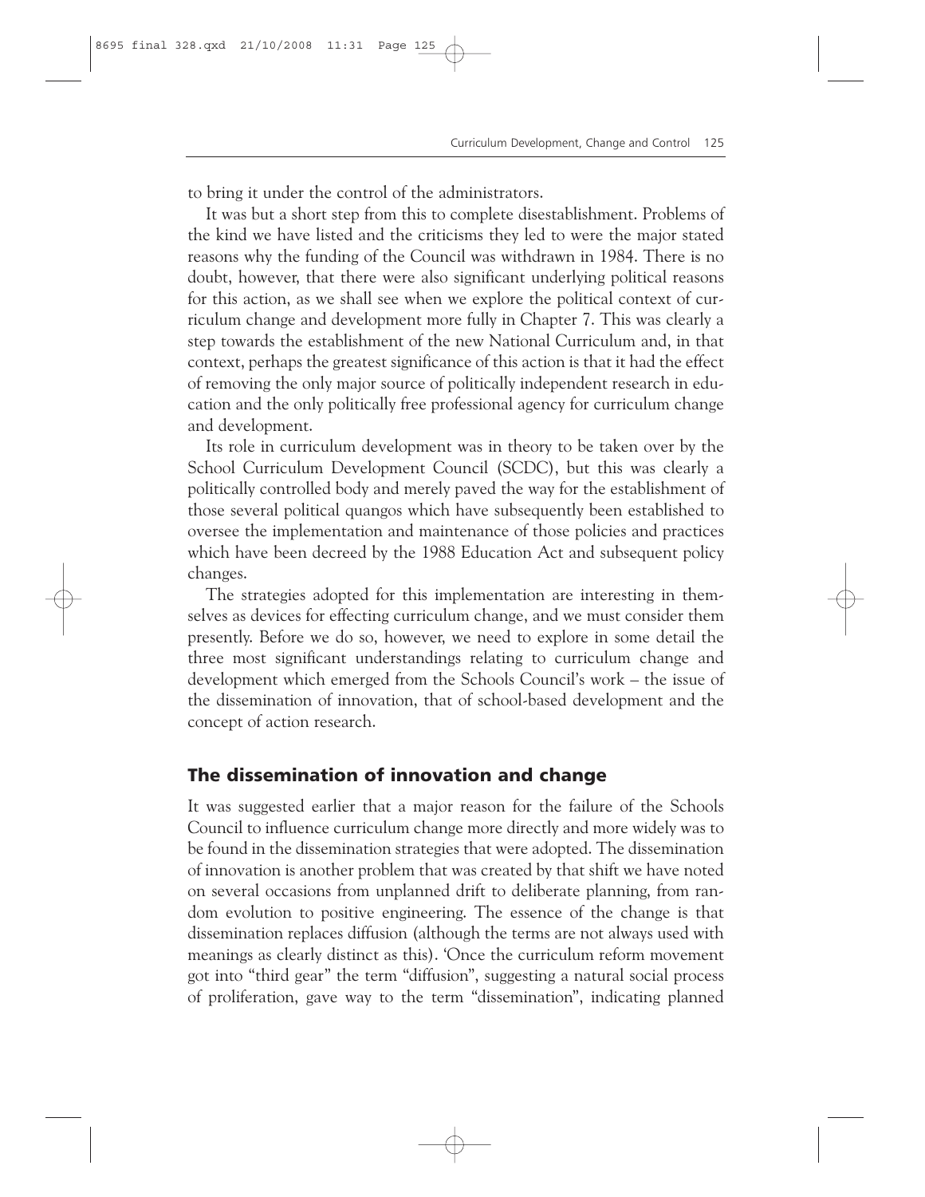to bring it under the control of the administrators.

It was but a short step from this to complete disestablishment. Problems of the kind we have listed and the criticisms they led to were the major stated reasons why the funding of the Council was withdrawn in 1984. There is no doubt, however, that there were also significant underlying political reasons for this action, as we shall see when we explore the political context of curriculum change and development more fully in Chapter 7. This was clearly a step towards the establishment of the new National Curriculum and, in that context, perhaps the greatest significance of this action is that it had the effect of removing the only major source of politically independent research in education and the only politically free professional agency for curriculum change and development.

Its role in curriculum development was in theory to be taken over by the School Curriculum Development Council (SCDC), but this was clearly a politically controlled body and merely paved the way for the establishment of those several political quangos which have subsequently been established to oversee the implementation and maintenance of those policies and practices which have been decreed by the 1988 Education Act and subsequent policy changes.

The strategies adopted for this implementation are interesting in themselves as devices for effecting curriculum change, and we must consider them presently. Before we do so, however, we need to explore in some detail the three most significant understandings relating to curriculum change and development which emerged from the Schools Council's work – the issue of the dissemination of innovation, that of school-based development and the concept of action research.

## The dissemination of innovation and change

It was suggested earlier that a major reason for the failure of the Schools Council to influence curriculum change more directly and more widely was to be found in the dissemination strategies that were adopted. The dissemination of innovation is another problem that was created by that shift we have noted on several occasions from unplanned drift to deliberate planning, from random evolution to positive engineering. The essence of the change is that dissemination replaces diffusion (although the terms are not always used with meanings as clearly distinct as this). 'Once the curriculum reform movement got into "third gear" the term "diffusion", suggesting a natural social process of proliferation, gave way to the term "dissemination", indicating planned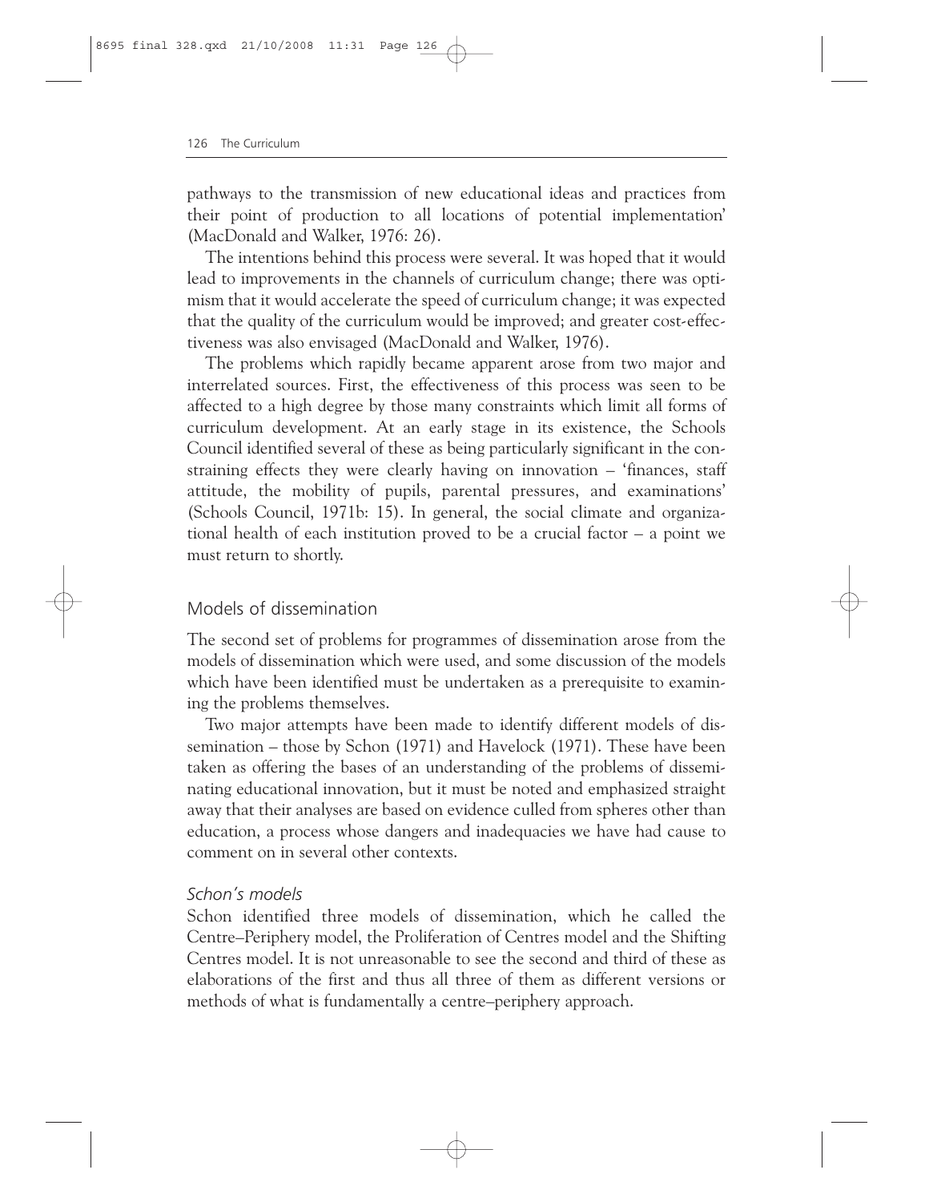pathways to the transmission of new educational ideas and practices from their point of production to all locations of potential implementation' (MacDonald and Walker, 1976: 26).

The intentions behind this process were several. It was hoped that it would lead to improvements in the channels of curriculum change; there was optimism that it would accelerate the speed of curriculum change; it was expected that the quality of the curriculum would be improved; and greater cost-effectiveness was also envisaged (MacDonald and Walker, 1976).

The problems which rapidly became apparent arose from two major and interrelated sources. First, the effectiveness of this process was seen to be affected to a high degree by those many constraints which limit all forms of curriculum development. At an early stage in its existence, the Schools Council identified several of these as being particularly significant in the constraining effects they were clearly having on innovation – 'finances, staff attitude, the mobility of pupils, parental pressures, and examinations' (Schools Council, 1971b: 15). In general, the social climate and organizational health of each institution proved to be a crucial factor – a point we must return to shortly.

## Models of dissemination

The second set of problems for programmes of dissemination arose from the models of dissemination which were used, and some discussion of the models which have been identified must be undertaken as a prerequisite to examining the problems themselves.

Two major attempts have been made to identify different models of dissemination – those by Schon (1971) and Havelock (1971). These have been taken as offering the bases of an understanding of the problems of disseminating educational innovation, but it must be noted and emphasized straight away that their analyses are based on evidence culled from spheres other than education, a process whose dangers and inadequacies we have had cause to comment on in several other contexts.

### *Schon's models*

Schon identified three models of dissemination, which he called the Centre–Periphery model, the Proliferation of Centres model and the Shifting Centres model. It is not unreasonable to see the second and third of these as elaborations of the first and thus all three of them as different versions or methods of what is fundamentally a centre–periphery approach.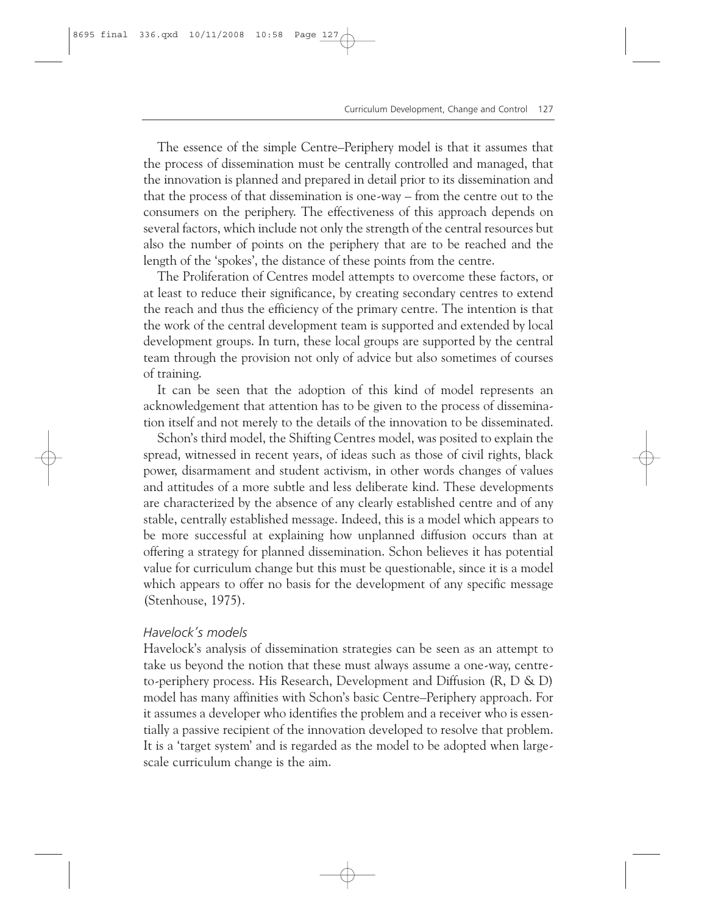The essence of the simple Centre–Periphery model is that it assumes that the process of dissemination must be centrally controlled and managed, that the innovation is planned and prepared in detail prior to its dissemination and that the process of that dissemination is one-way – from the centre out to the consumers on the periphery. The effectiveness of this approach depends on several factors, which include not only the strength of the central resources but also the number of points on the periphery that are to be reached and the length of the 'spokes', the distance of these points from the centre.

The Proliferation of Centres model attempts to overcome these factors, or at least to reduce their significance, by creating secondary centres to extend the reach and thus the efficiency of the primary centre. The intention is that the work of the central development team is supported and extended by local development groups. In turn, these local groups are supported by the central team through the provision not only of advice but also sometimes of courses of training.

It can be seen that the adoption of this kind of model represents an acknowledgement that attention has to be given to the process of dissemination itself and not merely to the details of the innovation to be disseminated.

Schon's third model, the Shifting Centres model, was posited to explain the spread, witnessed in recent years, of ideas such as those of civil rights, black power, disarmament and student activism, in other words changes of values and attitudes of a more subtle and less deliberate kind. These developments are characterized by the absence of any clearly established centre and of any stable, centrally established message. Indeed, this is a model which appears to be more successful at explaining how unplanned diffusion occurs than at offering a strategy for planned dissemination. Schon believes it has potential value for curriculum change but this must be questionable, since it is a model which appears to offer no basis for the development of any specific message (Stenhouse, 1975).

### *Havelock's models*

Havelock's analysis of dissemination strategies can be seen as an attempt to take us beyond the notion that these must always assume a one-way, centre-to-periphery process. His Research, Development and Diffusion (R, D & D) model has many affinities with Schon's basic Centre–Periphery approach. For it assumes a developer who identifies the problem and a receiver who is essentially a passive recipient of the innovation developed to resolve that problem. It is a 'target system' and is regarded as the model to be adopted when large-scale curriculum change is the aim.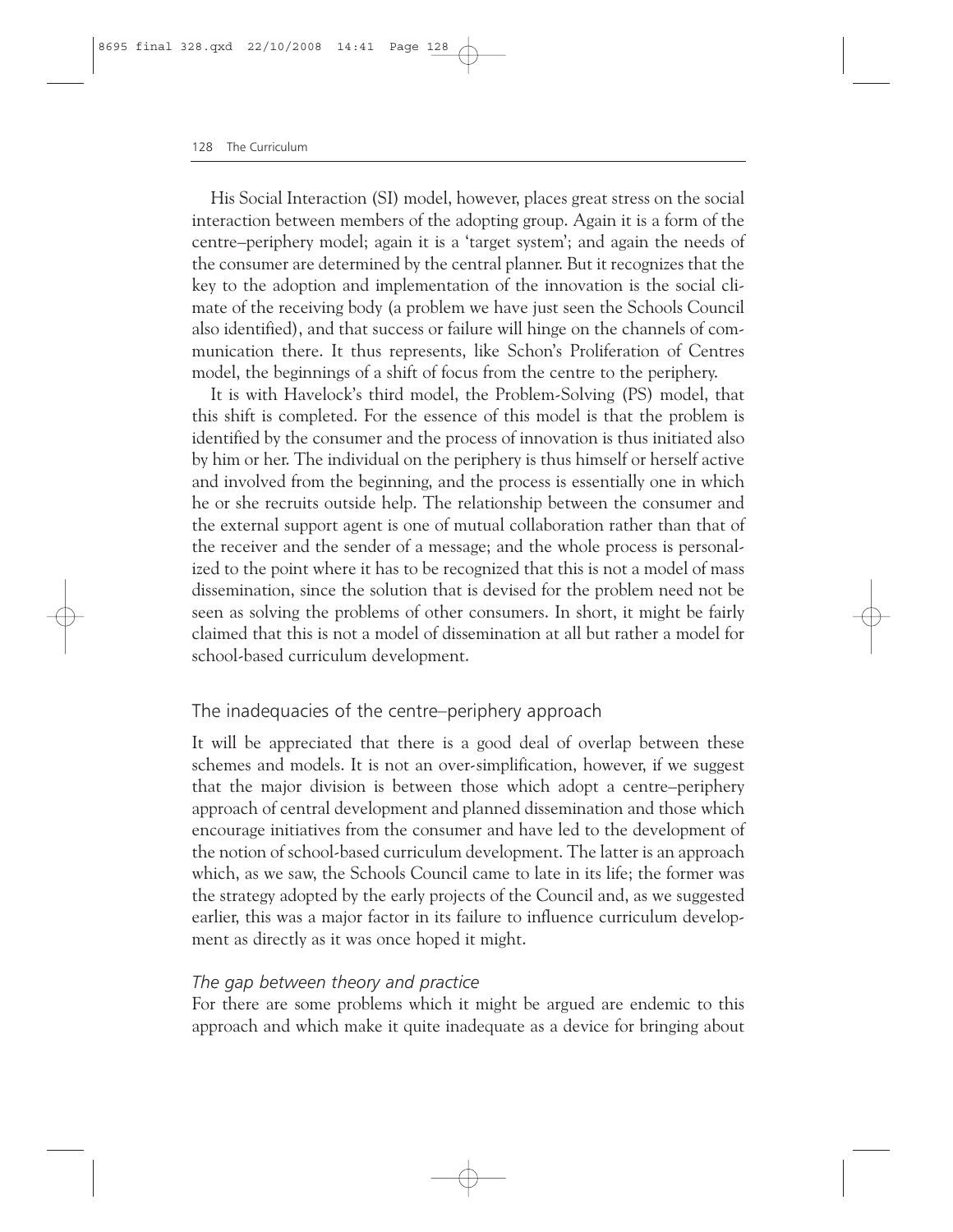His Social Interaction (SI) model, however, places great stress on the social interaction between members of the adopting group. Again it is a form of the centre–periphery model; again it is a 'target system'; and again the needs of the consumer are determined by the central planner. But it recognizes that the key to the adoption and implementation of the innovation is the social climate of the receiving body (a problem we have just seen the Schools Council also identified), and that success or failure will hinge on the channels of communication there. It thus represents, like Schon's Proliferation of Centres model, the beginnings of a shift of focus from the centre to the periphery.

It is with Havelock's third model, the Problem-Solving (PS) model, that this shift is completed. For the essence of this model is that the problem is identified by the consumer and the process of innovation is thus initiated also by him or her. The individual on the periphery is thus himself or herself active and involved from the beginning, and the process is essentially one in which he or she recruits outside help. The relationship between the consumer and the external support agent is one of mutual collaboration rather than that of the receiver and the sender of a message; and the whole process is personalized to the point where it has to be recognized that this is not a model of mass dissemination, since the solution that is devised for the problem need not be seen as solving the problems of other consumers. In short, it might be fairly claimed that this is not a model of dissemination at all but rather a model for school-based curriculum development.

## The inadequacies of the centre–periphery approach

It will be appreciated that there is a good deal of overlap between these schemes and models. It is not an over-simplification, however, if we suggest that the major division is between those which adopt a centre–periphery approach of central development and planned dissemination and those which encourage initiatives from the consumer and have led to the development of the notion of school-based curriculum development. The latter is an approach which, as we saw, the Schools Council came to late in its life; the former was the strategy adopted by the early projects of the Council and, as we suggested earlier, this was a major factor in its failure to influence curriculum development as directly as it was once hoped it might.

### *The gap between theory and practice*

For there are some problems which it might be argued are endemic to this approach and which make it quite inadequate as a device for bringing about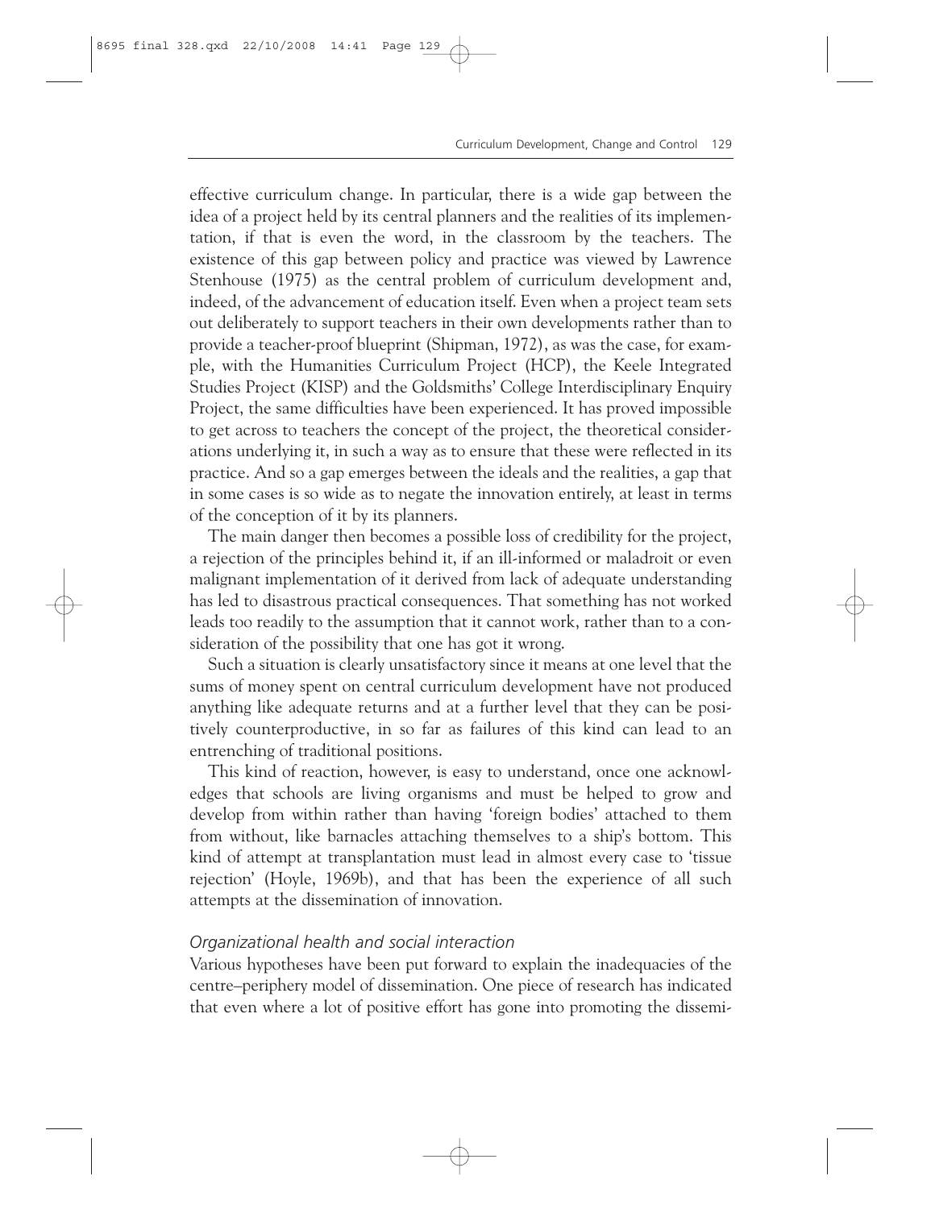effective curriculum change. In particular, there is a wide gap between the idea of a project held by its central planners and the realities of its implementation, if that is even the word, in the classroom by the teachers. The existence of this gap between policy and practice was viewed by Lawrence Stenhouse (1975) as the central problem of curriculum development and, indeed, of the advancement of education itself. Even when a project team sets out deliberately to support teachers in their own developments rather than to provide a teacher-proof blueprint (Shipman, 1972), as was the case, for example, with the Humanities Curriculum Project (HCP), the Keele Integrated Studies Project (KISP) and the Goldsmiths' College Interdisciplinary Enquiry Project, the same difficulties have been experienced. It has proved impossible to get across to teachers the concept of the project, the theoretical considerations underlying it, in such a way as to ensure that these were reflected in its practice. And so a gap emerges between the ideals and the realities, a gap that in some cases is so wide as to negate the innovation entirely, at least in terms of the conception of it by its planners.

The main danger then becomes a possible loss of credibility for the project, a rejection of the principles behind it, if an ill-informed or maladroit or even malignant implementation of it derived from lack of adequate understanding has led to disastrous practical consequences. That something has not worked leads too readily to the assumption that it cannot work, rather than to a consideration of the possibility that one has got it wrong.

Such a situation is clearly unsatisfactory since it means at one level that the sums of money spent on central curriculum development have not produced anything like adequate returns and at a further level that they can be positively counterproductive, in so far as failures of this kind can lead to an entrenching of traditional positions.

This kind of reaction, however, is easy to understand, once one acknowledges that schools are living organisms and must be helped to grow and develop from within rather than having 'foreign bodies' attached to them from without, like barnacles attaching themselves to a ship's bottom. This kind of attempt at transplantation must lead in almost every case to 'tissue rejection' (Hoyle, 1969b), and that has been the experience of all such attempts at the dissemination of innovation.

### *Organizational health and social interaction*

Various hypotheses have been put forward to explain the inadequacies of the centre–periphery model of dissemination. One piece of research has indicated that even where a lot of positive effort has gone into promoting the dissemi-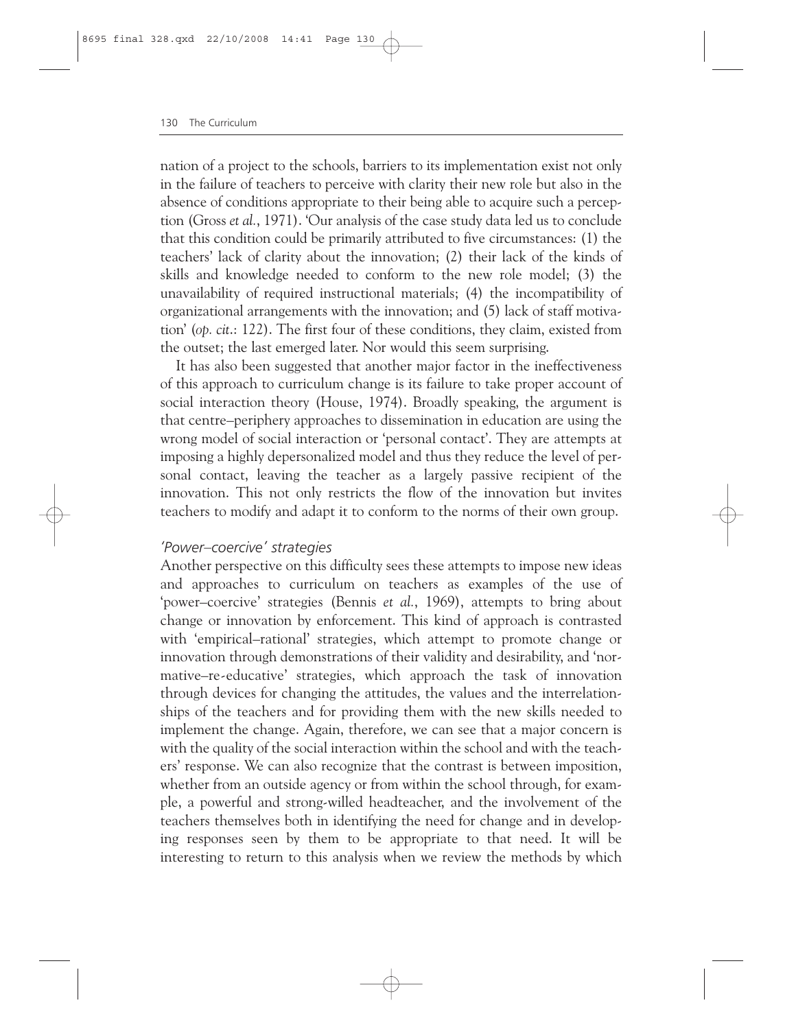nation of a project to the schools, barriers to its implementation exist not only in the failure of teachers to perceive with clarity their new role but also in the absence of conditions appropriate to their being able to acquire such a perception (Gross *et al.*, 1971). 'Our analysis of the case study data led us to conclude that this condition could be primarily attributed to five circumstances: (1) the teachers' lack of clarity about the innovation; (2) their lack of the kinds of skills and knowledge needed to conform to the new role model; (3) the unavailability of required instructional materials; (4) the incompatibility of organizational arrangements with the innovation; and (5) lack of staff motivation' (*op. cit.*: 122). The first four of these conditions, they claim, existed from the outset; the last emerged later. Nor would this seem surprising.

It has also been suggested that another major factor in the ineffectiveness of this approach to curriculum change is its failure to take proper account of social interaction theory (House, 1974). Broadly speaking, the argument is that centre–periphery approaches to dissemination in education are using the wrong model of social interaction or 'personal contact'. They are attempts at imposing a highly depersonalized model and thus they reduce the level of personal contact, leaving the teacher as a largely passive recipient of the innovation. This not only restricts the flow of the innovation but invites teachers to modify and adapt it to conform to the norms of their own group.

### *'Power–coercive' strategies*

Another perspective on this difficulty sees these attempts to impose new ideas and approaches to curriculum on teachers as examples of the use of 'power–coercive' strategies (Bennis *et al.*, 1969), attempts to bring about change or innovation by enforcement. This kind of approach is contrasted with 'empirical–rational' strategies, which attempt to promote change or innovation through demonstrations of their validity and desirability, and 'normative–re-educative' strategies, which approach the task of innovation through devices for changing the attitudes, the values and the interrelationships of the teachers and for providing them with the new skills needed to implement the change. Again, therefore, we can see that a major concern is with the quality of the social interaction within the school and with the teachers' response. We can also recognize that the contrast is between imposition, whether from an outside agency or from within the school through, for example, a powerful and strong-willed headteacher, and the involvement of the teachers themselves both in identifying the need for change and in developing responses seen by them to be appropriate to that need. It will be interesting to return to this analysis when we review the methods by which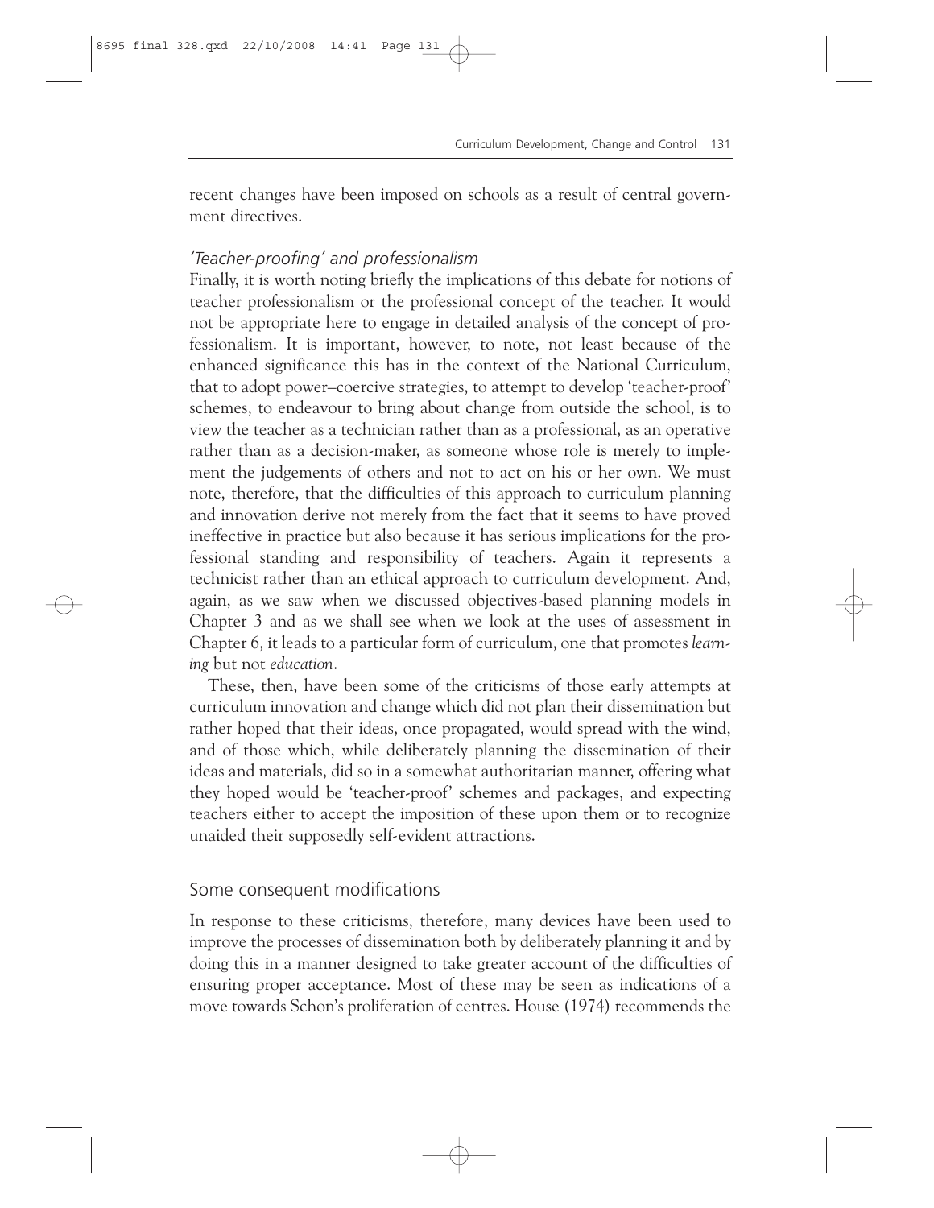recent changes have been imposed on schools as a result of central government directives.

### *'Teacher-proofing' and professionalism*

Finally, it is worth noting briefly the implications of this debate for notions of teacher professionalism or the professional concept of the teacher. It would not be appropriate here to engage in detailed analysis of the concept of professionalism. It is important, however, to note, not least because of the enhanced significance this has in the context of the National Curriculum, that to adopt power–coercive strategies, to attempt to develop 'teacher-proof' schemes, to endeavour to bring about change from outside the school, is to view the teacher as a technician rather than as a professional, as an operative rather than as a decision-maker, as someone whose role is merely to implement the judgements of others and not to act on his or her own. We must note, therefore, that the difficulties of this approach to curriculum planning and innovation derive not merely from the fact that it seems to have proved ineffective in practice but also because it has serious implications for the professional standing and responsibility of teachers. Again it represents a technicist rather than an ethical approach to curriculum development. And, again, as we saw when we discussed objectives-based planning models in Chapter 3 and as we shall see when we look at the uses of assessment in Chapter 6, it leads to a particular form of curriculum, one that promotes *learning* but not *education*.

These, then, have been some of the criticisms of those early attempts at curriculum innovation and change which did not plan their dissemination but rather hoped that their ideas, once propagated, would spread with the wind, and of those which, while deliberately planning the dissemination of their ideas and materials, did so in a somewhat authoritarian manner, offering what they hoped would be 'teacher-proof' schemes and packages, and expecting teachers either to accept the imposition of these upon them or to recognize unaided their supposedly self-evident attractions.

## Some consequent modifications

In response to these criticisms, therefore, many devices have been used to improve the processes of dissemination both by deliberately planning it and by doing this in a manner designed to take greater account of the difficulties of ensuring proper acceptance. Most of these may be seen as indications of a move towards Schon's proliferation of centres. House (1974) recommends the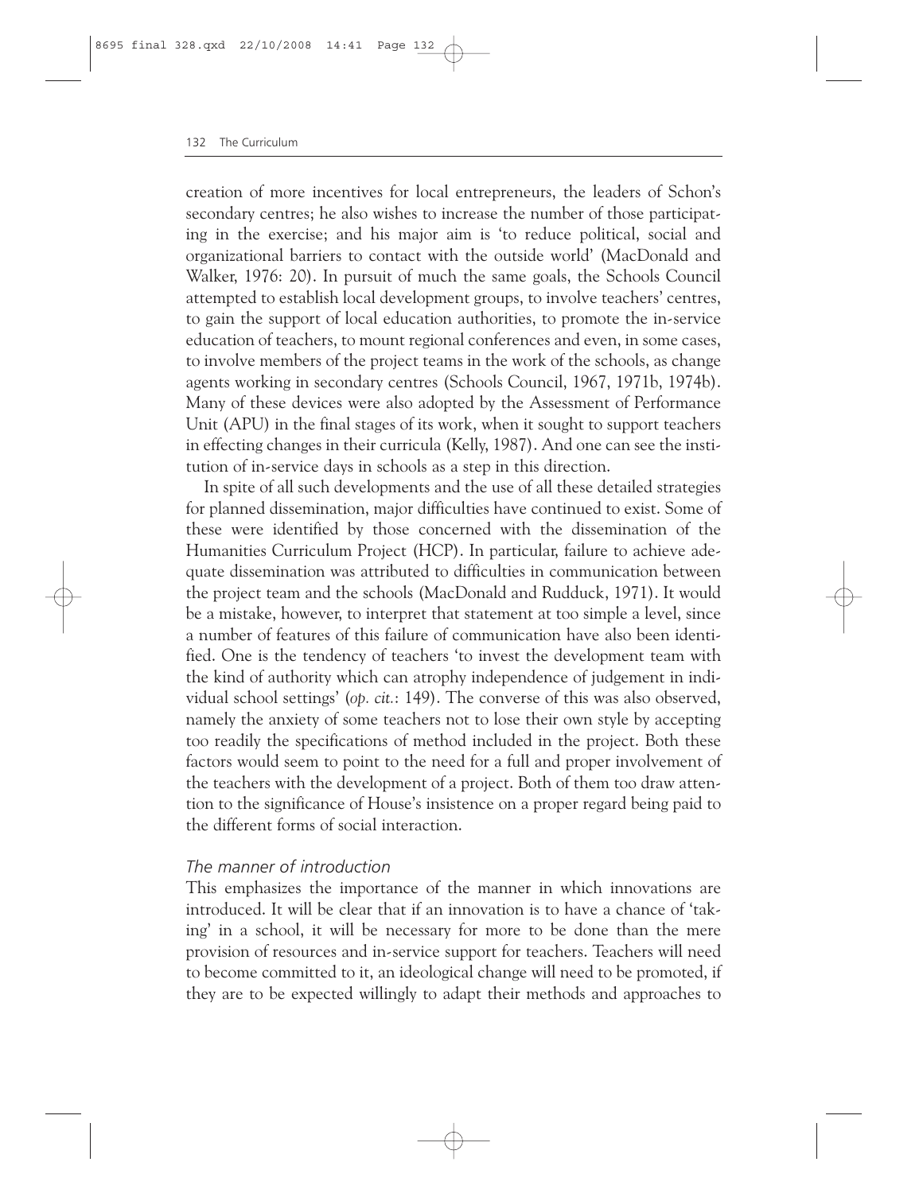creation of more incentives for local entrepreneurs, the leaders of Schon's secondary centres; he also wishes to increase the number of those participating in the exercise; and his major aim is 'to reduce political, social and organizational barriers to contact with the outside world' (MacDonald and Walker, 1976: 20). In pursuit of much the same goals, the Schools Council attempted to establish local development groups, to involve teachers' centres, to gain the support of local education authorities, to promote the in-service education of teachers, to mount regional conferences and even, in some cases, to involve members of the project teams in the work of the schools, as change agents working in secondary centres (Schools Council, 1967, 1971b, 1974b). Many of these devices were also adopted by the Assessment of Performance Unit (APU) in the final stages of its work, when it sought to support teachers in effecting changes in their curricula (Kelly, 1987). And one can see the institution of in-service days in schools as a step in this direction.

In spite of all such developments and the use of all these detailed strategies for planned dissemination, major difficulties have continued to exist. Some of these were identified by those concerned with the dissemination of the Humanities Curriculum Project (HCP). In particular, failure to achieve adequate dissemination was attributed to difficulties in communication between the project team and the schools (MacDonald and Rudduck, 1971). It would be a mistake, however, to interpret that statement at too simple a level, since a number of features of this failure of communication have also been identified. One is the tendency of teachers 'to invest the development team with the kind of authority which can atrophy independence of judgement in individual school settings' (*op. cit.*: 149). The converse of this was also observed, namely the anxiety of some teachers not to lose their own style by accepting too readily the specifications of method included in the project. Both these factors would seem to point to the need for a full and proper involvement of the teachers with the development of a project. Both of them too draw attention to the significance of House's insistence on a proper regard being paid to the different forms of social interaction.

### *The manner of introduction*

This emphasizes the importance of the manner in which innovations are introduced. It will be clear that if an innovation is to have a chance of 'taking' in a school, it will be necessary for more to be done than the mere provision of resources and in-service support for teachers. Teachers will need to become committed to it, an ideological change will need to be promoted, if they are to be expected willingly to adapt their methods and approaches to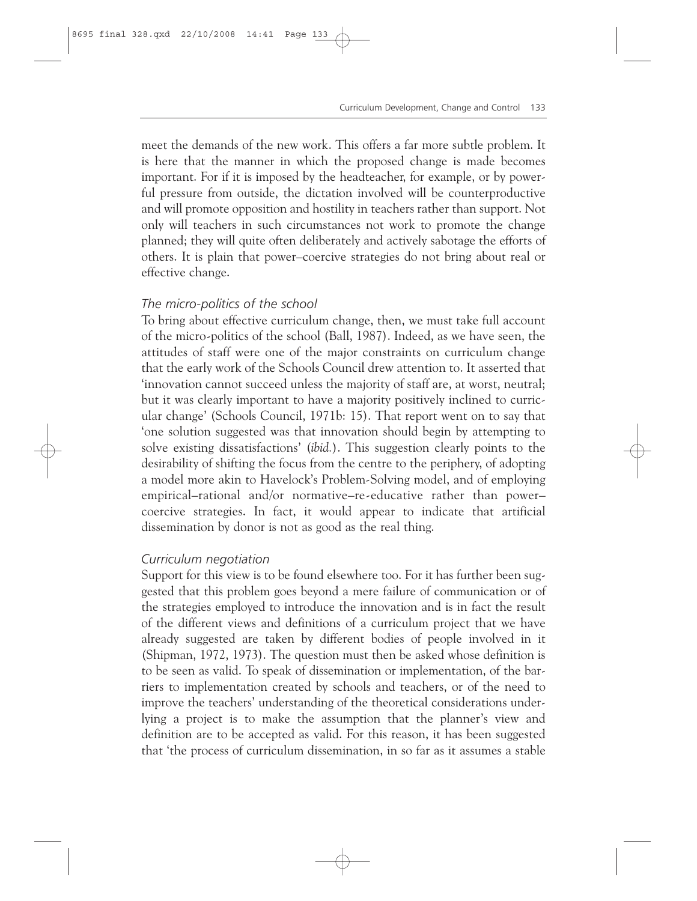meet the demands of the new work. This offers a far more subtle problem. It is here that the manner in which the proposed change is made becomes important. For if it is imposed by the headteacher, for example, or by powerful pressure from outside, the dictation involved will be counterproductive and will promote opposition and hostility in teachers rather than support. Not only will teachers in such circumstances not work to promote the change planned; they will quite often deliberately and actively sabotage the efforts of others. It is plain that power–coercive strategies do not bring about real or effective change.

### *The micro-politics of the school*

To bring about effective curriculum change, then, we must take full account of the micro-politics of the school (Ball, 1987). Indeed, as we have seen, the attitudes of staff were one of the major constraints on curriculum change that the early work of the Schools Council drew attention to. It asserted that 'innovation cannot succeed unless the majority of staff are, at worst, neutral; but it was clearly important to have a majority positively inclined to curricular change' (Schools Council, 1971b: 15). That report went on to say that 'one solution suggested was that innovation should begin by attempting to solve existing dissatisfactions' (*ibid.*). This suggestion clearly points to the desirability of shifting the focus from the centre to the periphery, of adopting a model more akin to Havelock's Problem-Solving model, and of employing empirical–rational and/or normative–re-educative rather than power–coercive strategies. In fact, it would appear to indicate that artificial dissemination by donor is not as good as the real thing.

### *Curriculum negotiation*

Support for this view is to be found elsewhere too. For it has further been suggested that this problem goes beyond a mere failure of communication or of the strategies employed to introduce the innovation and is in fact the result of the different views and definitions of a curriculum project that we have already suggested are taken by different bodies of people involved in it (Shipman, 1972, 1973). The question must then be asked whose definition is to be seen as valid. To speak of dissemination or implementation, of the barriers to implementation created by schools and teachers, or of the need to improve the teachers' understanding of the theoretical considerations underlying a project is to make the assumption that the planner's view and definition are to be accepted as valid. For this reason, it has been suggested that 'the process of curriculum dissemination, in so far as it assumes a stable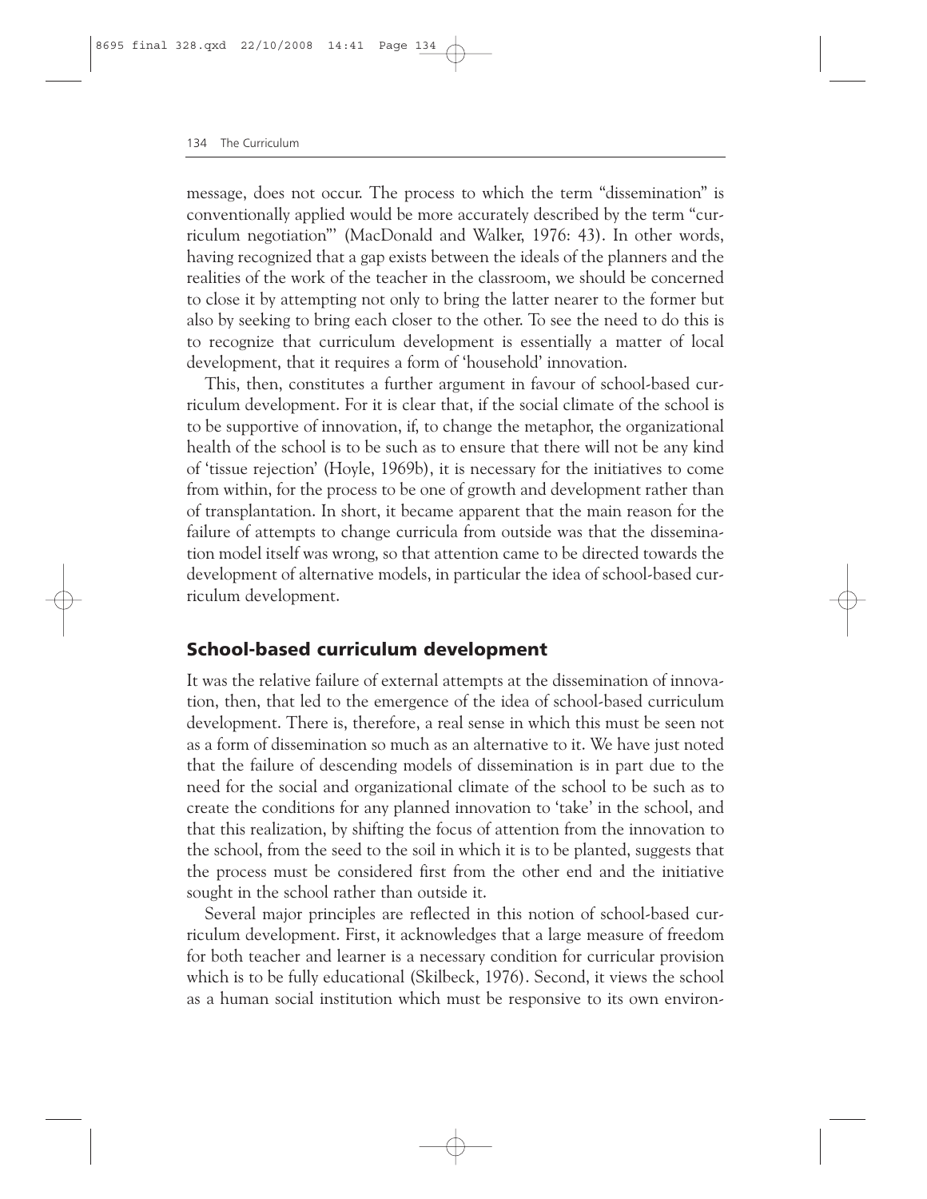message, does not occur. The process to which the term "dissemination" is conventionally applied would be more accurately described by the term "curriculum negotiation"' (MacDonald and Walker, 1976: 43). In other words, having recognized that a gap exists between the ideals of the planners and the realities of the work of the teacher in the classroom, we should be concerned to close it by attempting not only to bring the latter nearer to the former but also by seeking to bring each closer to the other. To see the need to do this is to recognize that curriculum development is essentially a matter of local development, that it requires a form of 'household' innovation.

This, then, constitutes a further argument in favour of school-based curriculum development. For it is clear that, if the social climate of the school is to be supportive of innovation, if, to change the metaphor, the organizational health of the school is to be such as to ensure that there will not be any kind of 'tissue rejection' (Hoyle, 1969b), it is necessary for the initiatives to come from within, for the process to be one of growth and development rather than of transplantation. In short, it became apparent that the main reason for the failure of attempts to change curricula from outside was that the dissemination model itself was wrong, so that attention came to be directed towards the development of alternative models, in particular the idea of school-based curriculum development.

## School-based curriculum development

It was the relative failure of external attempts at the dissemination of innovation, then, that led to the emergence of the idea of school-based curriculum development. There is, therefore, a real sense in which this must be seen not as a form of dissemination so much as an alternative to it. We have just noted that the failure of descending models of dissemination is in part due to the need for the social and organizational climate of the school to be such as to create the conditions for any planned innovation to 'take' in the school, and that this realization, by shifting the focus of attention from the innovation to the school, from the seed to the soil in which it is to be planted, suggests that the process must be considered first from the other end and the initiative sought in the school rather than outside it.

Several major principles are reflected in this notion of school-based curriculum development. First, it acknowledges that a large measure of freedom for both teacher and learner is a necessary condition for curricular provision which is to be fully educational (Skilbeck, 1976). Second, it views the school as a human social institution which must be responsive to its own environ-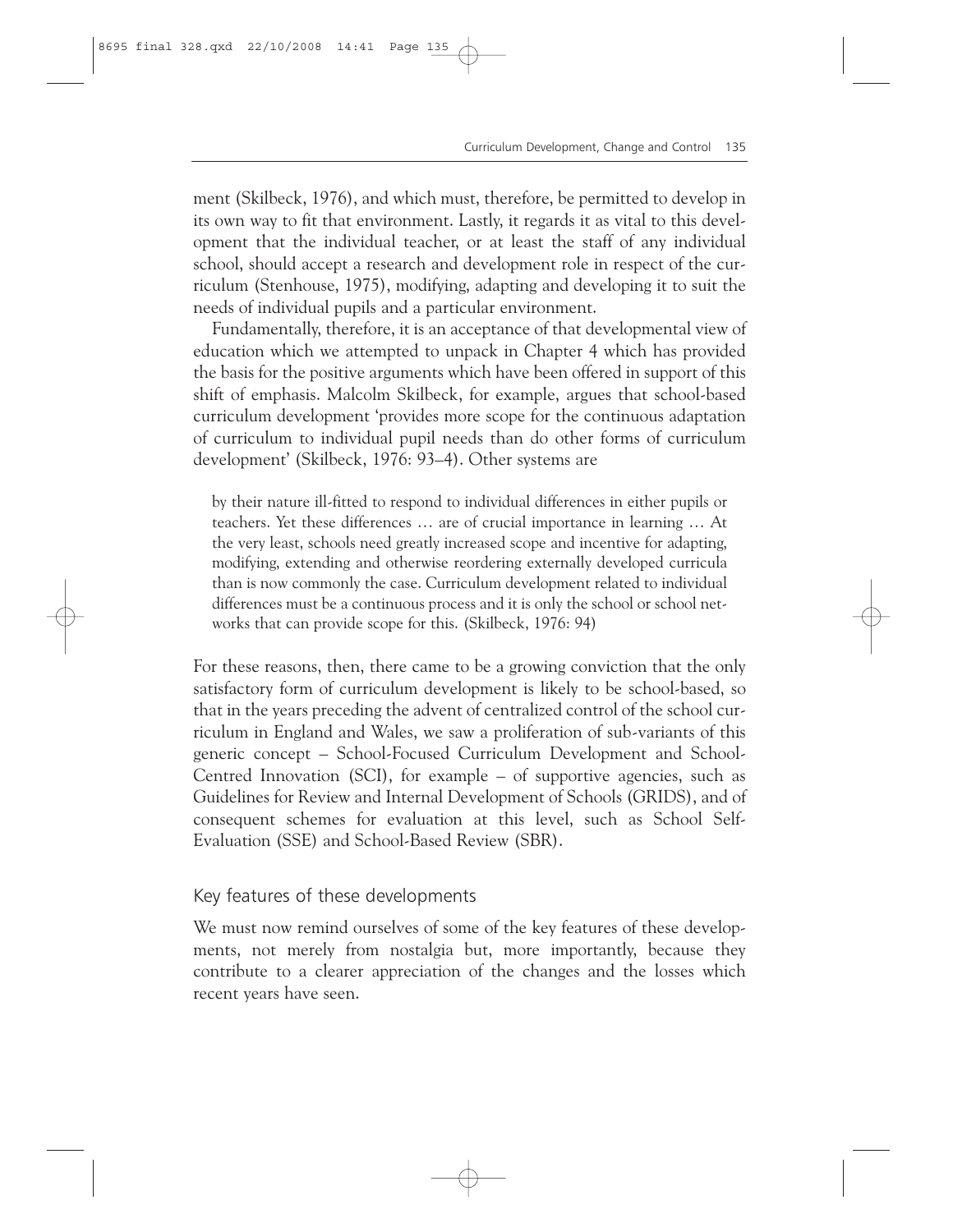ment (Skilbeck, 1976), and which must, therefore, be permitted to develop in its own way to fit that environment. Lastly, it regards it as vital to this development that the individual teacher, or at least the staff of any individual school, should accept a research and development role in respect of the curriculum (Stenhouse, 1975), modifying, adapting and developing it to suit the needs of individual pupils and a particular environment.

Fundamentally, therefore, it is an acceptance of that developmental view of education which we attempted to unpack in Chapter 4 which has provided the basis for the positive arguments which have been offered in support of this shift of emphasis. Malcolm Skilbeck, for example, argues that school-based curriculum development 'provides more scope for the continuous adaptation of curriculum to individual pupil needs than do other forms of curriculum development' (Skilbeck, 1976: 93–4). Other systems are

> by their nature ill-fitted to respond to individual differences in either pupils or teachers. Yet these differences … are of crucial importance in learning … At the very least, schools need greatly increased scope and incentive for adapting, modifying, extending and otherwise reordering externally developed curricula than is now commonly the case. Curriculum development related to individual differences must be a continuous process and it is only the school or school networks that can provide scope for this. (Skilbeck, 1976: 94)

For these reasons, then, there came to be a growing conviction that the only satisfactory form of curriculum development is likely to be school-based, so that in the years preceding the advent of centralized control of the school curriculum in England and Wales, we saw a proliferation of sub-variants of this generic concept – School-Focused Curriculum Development and School-Centred Innovation (SCI), for example – of supportive agencies, such as Guidelines for Review and Internal Development of Schools (GRIDS), and of consequent schemes for evaluation at this level, such as School Self-Evaluation (SSE) and School-Based Review (SBR).

### Key features of these developments

We must now remind ourselves of some of the key features of these developments, not merely from nostalgia but, more importantly, because they contribute to a clearer appreciation of the changes and the losses which recent years have seen.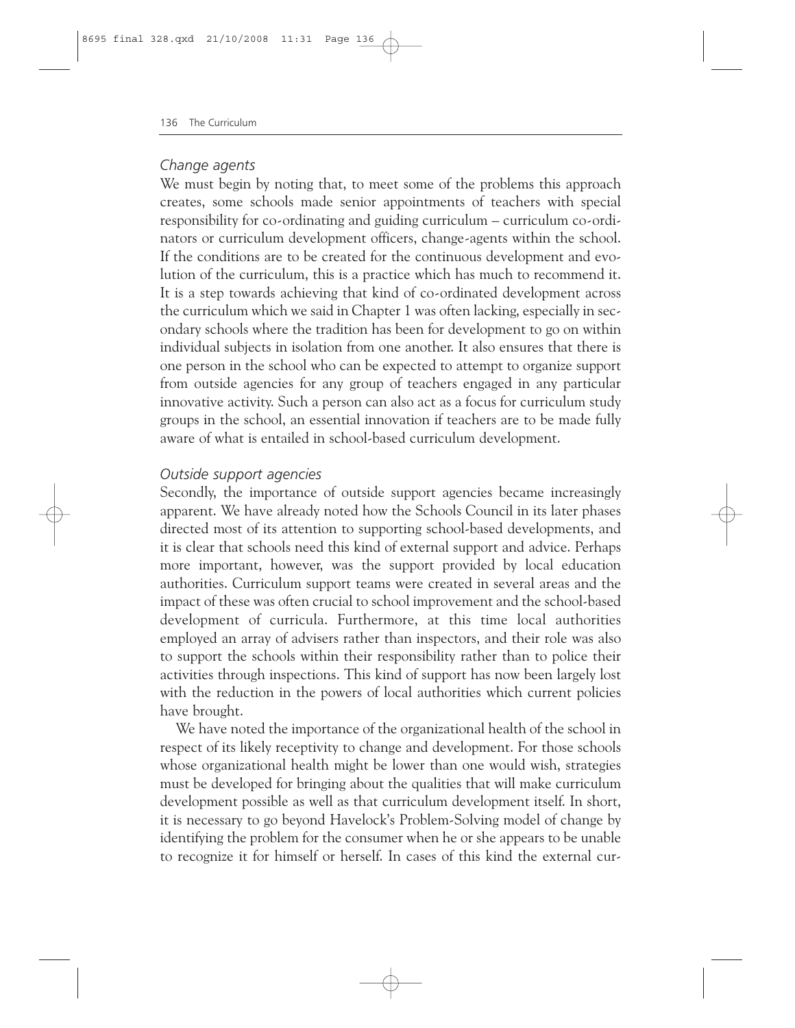### *Change agents*

We must begin by noting that, to meet some of the problems this approach creates, some schools made senior appointments of teachers with special responsibility for co-ordinating and guiding curriculum – curriculum co-ordinators or curriculum development officers, change-agents within the school. If the conditions are to be created for the continuous development and evolution of the curriculum, this is a practice which has much to recommend it. It is a step towards achieving that kind of co-ordinated development across the curriculum which we said in Chapter 1 was often lacking, especially in secondary schools where the tradition has been for development to go on within individual subjects in isolation from one another. It also ensures that there is one person in the school who can be expected to attempt to organize support from outside agencies for any group of teachers engaged in any particular innovative activity. Such a person can also act as a focus for curriculum study groups in the school, an essential innovation if teachers are to be made fully aware of what is entailed in school-based curriculum development.

### *Outside support agencies*

Secondly, the importance of outside support agencies became increasingly apparent. We have already noted how the Schools Council in its later phases directed most of its attention to supporting school-based developments, and it is clear that schools need this kind of external support and advice. Perhaps more important, however, was the support provided by local education authorities. Curriculum support teams were created in several areas and the impact of these was often crucial to school improvement and the school-based development of curricula. Furthermore, at this time local authorities employed an array of advisers rather than inspectors, and their role was also to support the schools within their responsibility rather than to police their activities through inspections. This kind of support has now been largely lost with the reduction in the powers of local authorities which current policies have brought.

We have noted the importance of the organizational health of the school in respect of its likely receptivity to change and development. For those schools whose organizational health might be lower than one would wish, strategies must be developed for bringing about the qualities that will make curriculum development possible as well as that curriculum development itself. In short, it is necessary to go beyond Havelock's Problem-Solving model of change by identifying the problem for the consumer when he or she appears to be unable to recognize it for himself or herself. In cases of this kind the external cur-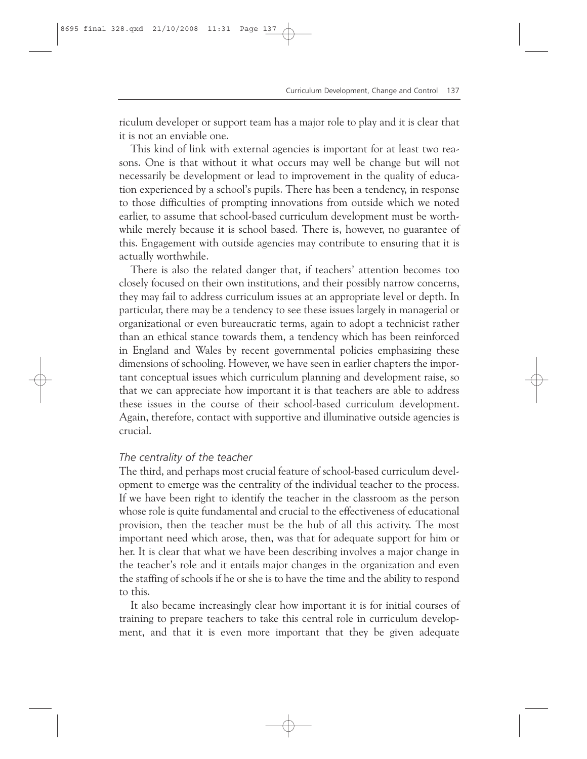riculum developer or support team has a major role to play and it is clear that it is not an enviable one.

This kind of link with external agencies is important for at least two reasons. One is that without it what occurs may well be change but will not necessarily be development or lead to improvement in the quality of education experienced by a school's pupils. There has been a tendency, in response to those difficulties of prompting innovations from outside which we noted earlier, to assume that school-based curriculum development must be worthwhile merely because it is school based. There is, however, no guarantee of this. Engagement with outside agencies may contribute to ensuring that it is actually worthwhile.

There is also the related danger that, if teachers' attention becomes too closely focused on their own institutions, and their possibly narrow concerns, they may fail to address curriculum issues at an appropriate level or depth. In particular, there may be a tendency to see these issues largely in managerial or organizational or even bureaucratic terms, again to adopt a technicist rather than an ethical stance towards them, a tendency which has been reinforced in England and Wales by recent governmental policies emphasizing these dimensions of schooling. However, we have seen in earlier chapters the important conceptual issues which curriculum planning and development raise, so that we can appreciate how important it is that teachers are able to address these issues in the course of their school-based curriculum development. Again, therefore, contact with supportive and illuminative outside agencies is crucial.

### *The centrality of the teacher*

The third, and perhaps most crucial feature of school-based curriculum development to emerge was the centrality of the individual teacher to the process. If we have been right to identify the teacher in the classroom as the person whose role is quite fundamental and crucial to the effectiveness of educational provision, then the teacher must be the hub of all this activity. The most important need which arose, then, was that for adequate support for him or her. It is clear that what we have been describing involves a major change in the teacher's role and it entails major changes in the organization and even the staffing of schools if he or she is to have the time and the ability to respond to this.

It also became increasingly clear how important it is for initial courses of training to prepare teachers to take this central role in curriculum development, and that it is even more important that they be given adequate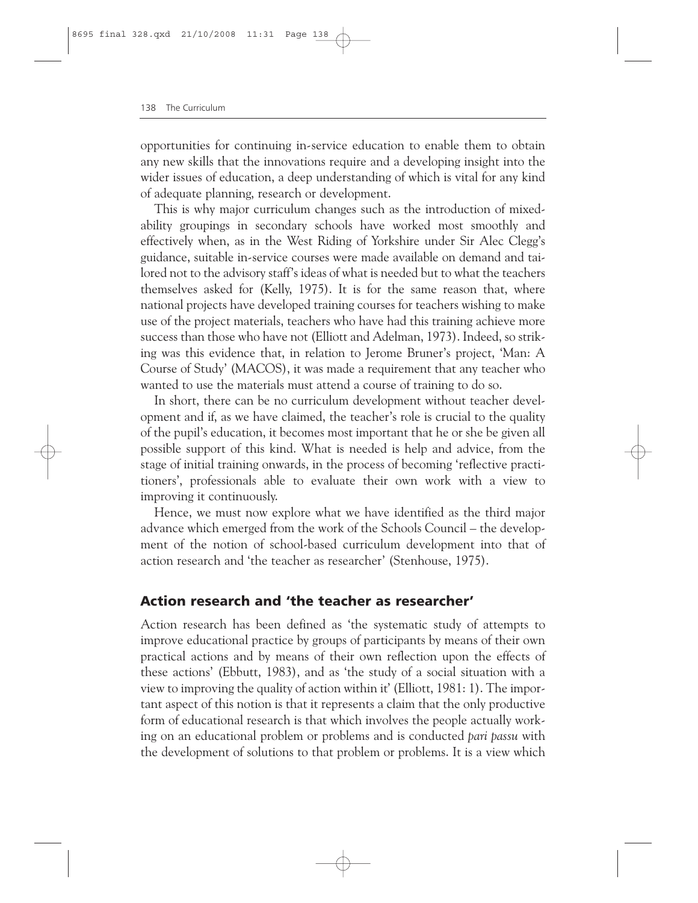opportunities for continuing in-service education to enable them to obtain any new skills that the innovations require and a developing insight into the wider issues of education, a deep understanding of which is vital for any kind of adequate planning, research or development.

This is why major curriculum changes such as the introduction of mixed-ability groupings in secondary schools have worked most smoothly and effectively when, as in the West Riding of Yorkshire under Sir Alec Clegg's guidance, suitable in-service courses were made available on demand and tailored not to the advisory staff's ideas of what is needed but to what the teachers themselves asked for (Kelly, 1975). It is for the same reason that, where national projects have developed training courses for teachers wishing to make use of the project materials, teachers who have had this training achieve more success than those who have not (Elliott and Adelman, 1973). Indeed, so striking was this evidence that, in relation to Jerome Bruner's project, 'Man: A Course of Study' (MACOS), it was made a requirement that any teacher who wanted to use the materials must attend a course of training to do so.

In short, there can be no curriculum development without teacher development and if, as we have claimed, the teacher's role is crucial to the quality of the pupil's education, it becomes most important that he or she be given all possible support of this kind. What is needed is help and advice, from the stage of initial training onwards, in the process of becoming 'reflective practitioners', professionals able to evaluate their own work with a view to improving it continuously.

Hence, we must now explore what we have identified as the third major advance which emerged from the work of the Schools Council – the development of the notion of school-based curriculum development into that of action research and 'the teacher as researcher' (Stenhouse, 1975).

## Action research and 'the teacher as researcher'

Action research has been defined as 'the systematic study of attempts to improve educational practice by groups of participants by means of their own practical actions and by means of their own reflection upon the effects of these actions' (Ebbutt, 1983), and as 'the study of a social situation with a view to improving the quality of action within it' (Elliott, 1981: 1). The important aspect of this notion is that it represents a claim that the only productive form of educational research is that which involves the people actually working on an educational problem or problems and is conducted *pari passu* with the development of solutions to that problem or problems. It is a view which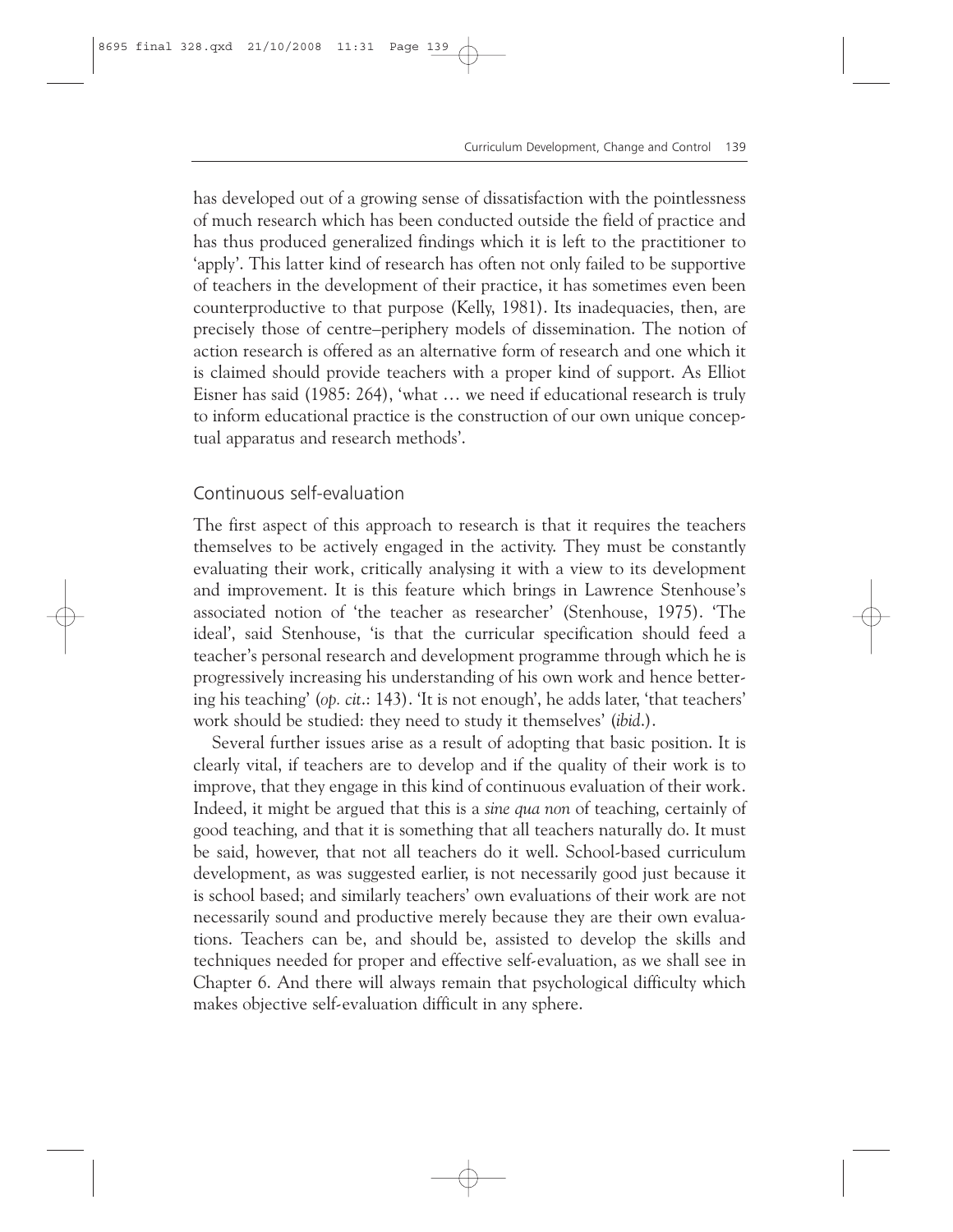has developed out of a growing sense of dissatisfaction with the pointlessness of much research which has been conducted outside the field of practice and has thus produced generalized findings which it is left to the practitioner to 'apply'. This latter kind of research has often not only failed to be supportive of teachers in the development of their practice, it has sometimes even been counterproductive to that purpose (Kelly, 1981). Its inadequacies, then, are precisely those of centre–periphery models of dissemination. The notion of action research is offered as an alternative form of research and one which it is claimed should provide teachers with a proper kind of support. As Elliot Eisner has said (1985: 264), 'what … we need if educational research is truly to inform educational practice is the construction of our own unique conceptual apparatus and research methods'.

## Continuous self-evaluation

The first aspect of this approach to research is that it requires the teachers themselves to be actively engaged in the activity. They must be constantly evaluating their work, critically analysing it with a view to its development and improvement. It is this feature which brings in Lawrence Stenhouse's associated notion of 'the teacher as researcher' (Stenhouse, 1975). 'The ideal', said Stenhouse, 'is that the curricular specification should feed a teacher's personal research and development programme through which he is progressively increasing his understanding of his own work and hence bettering his teaching' (*op. cit.*: 143). 'It is not enough', he adds later, 'that teachers' work should be studied: they need to study it themselves' (*ibid.*).

Several further issues arise as a result of adopting that basic position. It is clearly vital, if teachers are to develop and if the quality of their work is to improve, that they engage in this kind of continuous evaluation of their work. Indeed, it might be argued that this is a *sine qua non* of teaching, certainly of good teaching, and that it is something that all teachers naturally do. It must be said, however, that not all teachers do it well. School-based curriculum development, as was suggested earlier, is not necessarily good just because it is school based; and similarly teachers' own evaluations of their work are not necessarily sound and productive merely because they are their own evaluations. Teachers can be, and should be, assisted to develop the skills and techniques needed for proper and effective self-evaluation, as we shall see in Chapter 6. And there will always remain that psychological difficulty which makes objective self-evaluation difficult in any sphere.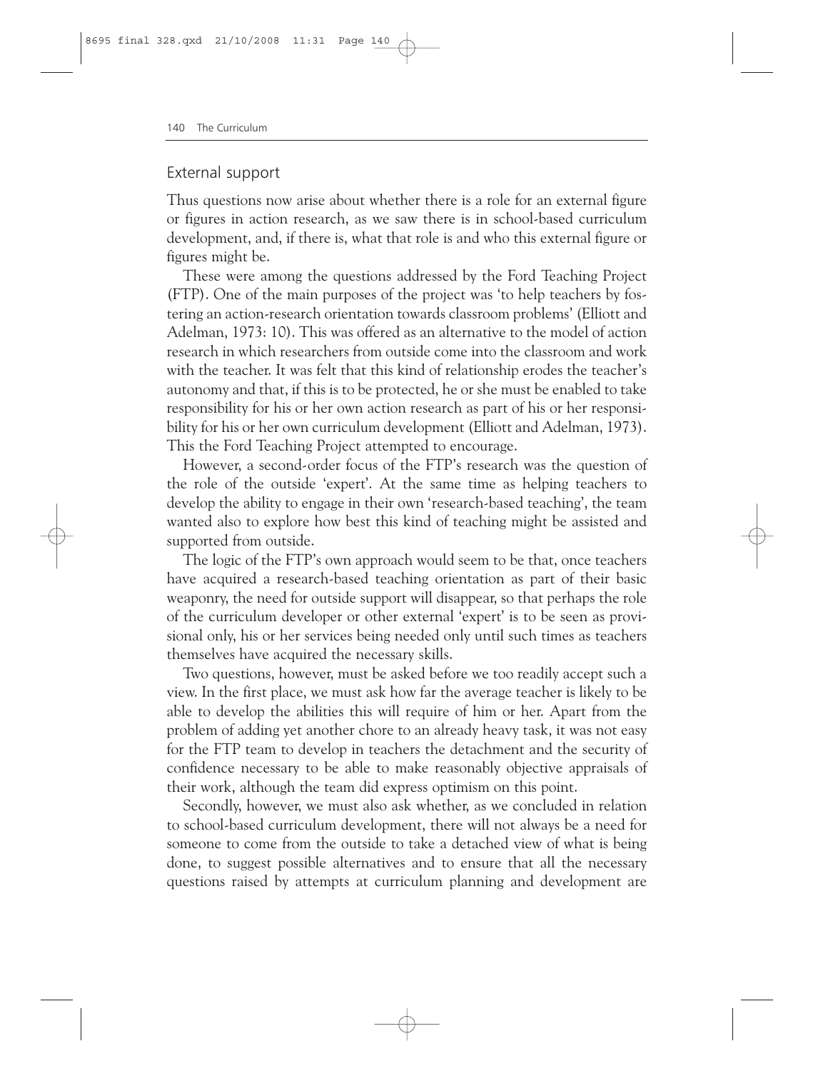## External support

Thus questions now arise about whether there is a role for an external figure or figures in action research, as we saw there is in school-based curriculum development, and, if there is, what that role is and who this external figure or figures might be.

These were among the questions addressed by the Ford Teaching Project (FTP). One of the main purposes of the project was 'to help teachers by fostering an action-research orientation towards classroom problems' (Elliott and Adelman, 1973: 10). This was offered as an alternative to the model of action research in which researchers from outside come into the classroom and work with the teacher. It was felt that this kind of relationship erodes the teacher's autonomy and that, if this is to be protected, he or she must be enabled to take responsibility for his or her own action research as part of his or her responsibility for his or her own curriculum development (Elliott and Adelman, 1973). This the Ford Teaching Project attempted to encourage.

However, a second-order focus of the FTP's research was the question of the role of the outside 'expert'. At the same time as helping teachers to develop the ability to engage in their own 'research-based teaching', the team wanted also to explore how best this kind of teaching might be assisted and supported from outside.

The logic of the FTP's own approach would seem to be that, once teachers have acquired a research-based teaching orientation as part of their basic weaponry, the need for outside support will disappear, so that perhaps the role of the curriculum developer or other external 'expert' is to be seen as provisional only, his or her services being needed only until such times as teachers themselves have acquired the necessary skills.

Two questions, however, must be asked before we too readily accept such a view. In the first place, we must ask how far the average teacher is likely to be able to develop the abilities this will require of him or her. Apart from the problem of adding yet another chore to an already heavy task, it was not easy for the FTP team to develop in teachers the detachment and the security of confidence necessary to be able to make reasonably objective appraisals of their work, although the team did express optimism on this point.

Secondly, however, we must also ask whether, as we concluded in relation to school-based curriculum development, there will not always be a need for someone to come from the outside to take a detached view of what is being done, to suggest possible alternatives and to ensure that all the necessary questions raised by attempts at curriculum planning and development are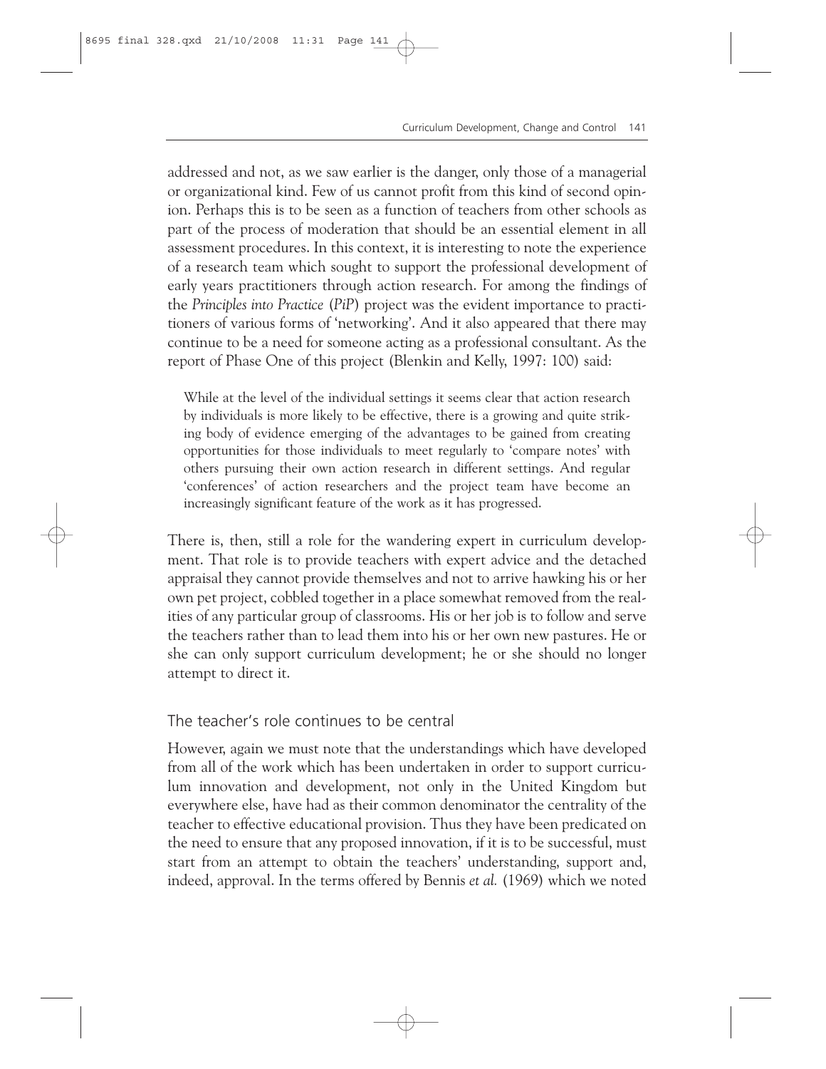addressed and not, as we saw earlier is the danger, only those of a managerial or organizational kind. Few of us cannot profit from this kind of second opinion. Perhaps this is to be seen as a function of teachers from other schools as part of the process of moderation that should be an essential element in all assessment procedures. In this context, it is interesting to note the experience of a research team which sought to support the professional development of early years practitioners through action research. For among the findings of the *Principles into Practice* (*PiP*) project was the evident importance to practitioners of various forms of 'networking'. And it also appeared that there may continue to be a need for someone acting as a professional consultant. As the report of Phase One of this project (Blenkin and Kelly, 1997: 100) said:

> While at the level of the individual settings it seems clear that action research by individuals is more likely to be effective, there is a growing and quite striking body of evidence emerging of the advantages to be gained from creating opportunities for those individuals to meet regularly to 'compare notes' with others pursuing their own action research in different settings. And regular 'conferences' of action researchers and the project team have become an increasingly significant feature of the work as it has progressed.

There is, then, still a role for the wandering expert in curriculum development. That role is to provide teachers with expert advice and the detached appraisal they cannot provide themselves and not to arrive hawking his or her own pet project, cobbled together in a place somewhat removed from the realities of any particular group of classrooms. His or her job is to follow and serve the teachers rather than to lead them into his or her own new pastures. He or she can only support curriculum development; he or she should no longer attempt to direct it.

## The teacher's role continues to be central

However, again we must note that the understandings which have developed from all of the work which has been undertaken in order to support curriculum innovation and development, not only in the United Kingdom but everywhere else, have had as their common denominator the centrality of the teacher to effective educational provision. Thus they have been predicated on the need to ensure that any proposed innovation, if it is to be successful, must start from an attempt to obtain the teachers' understanding, support and, indeed, approval. In the terms offered by Bennis *et al.* (1969) which we noted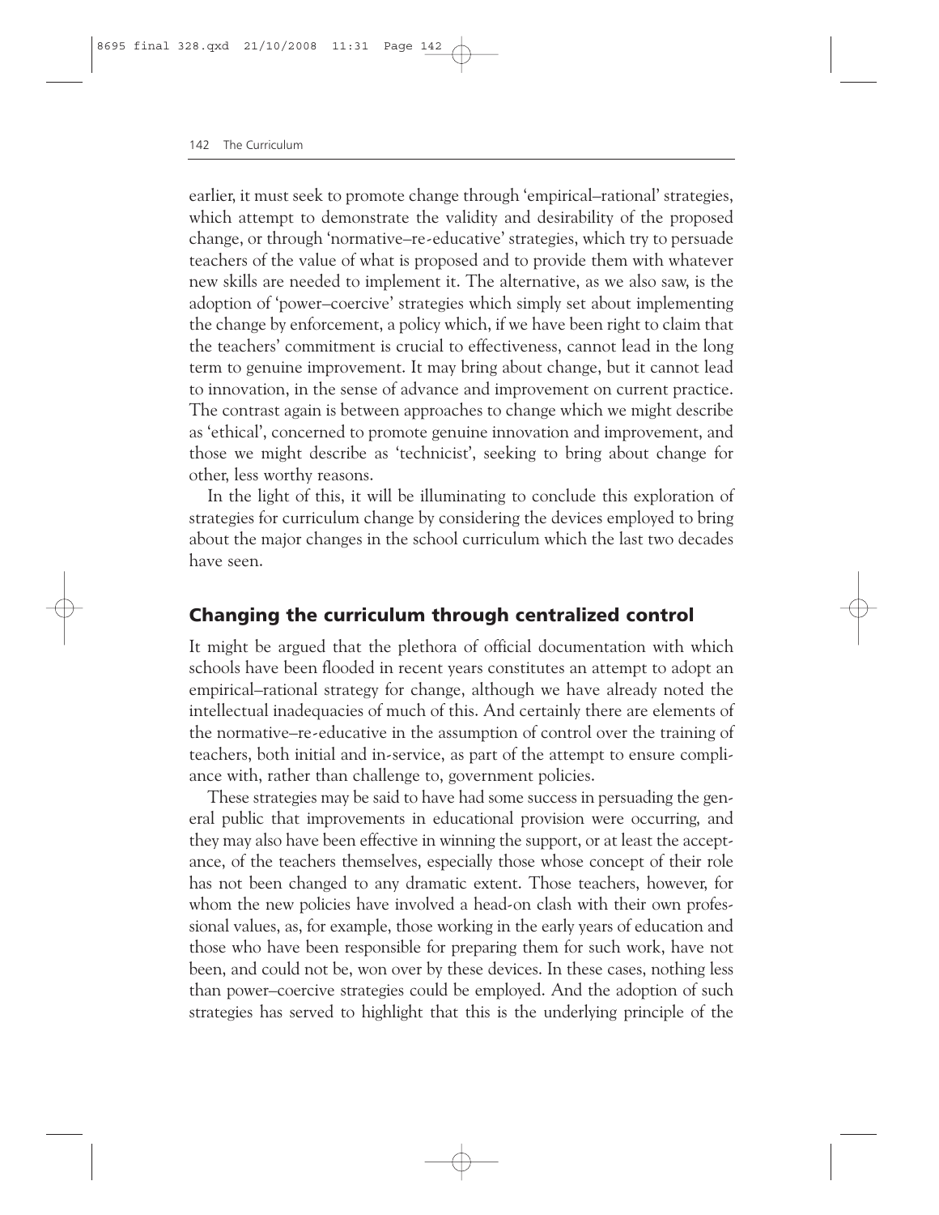earlier, it must seek to promote change through 'empirical–rational' strategies, which attempt to demonstrate the validity and desirability of the proposed change, or through 'normative–re-educative' strategies, which try to persuade teachers of the value of what is proposed and to provide them with whatever new skills are needed to implement it. The alternative, as we also saw, is the adoption of 'power–coercive' strategies which simply set about implementing the change by enforcement, a policy which, if we have been right to claim that the teachers' commitment is crucial to effectiveness, cannot lead in the long term to genuine improvement. It may bring about change, but it cannot lead to innovation, in the sense of advance and improvement on current practice. The contrast again is between approaches to change which we might describe as 'ethical', concerned to promote genuine innovation and improvement, and those we might describe as 'technicist', seeking to bring about change for other, less worthy reasons.

In the light of this, it will be illuminating to conclude this exploration of strategies for curriculum change by considering the devices employed to bring about the major changes in the school curriculum which the last two decades have seen.

## Changing the curriculum through centralized control

It might be argued that the plethora of official documentation with which schools have been flooded in recent years constitutes an attempt to adopt an empirical–rational strategy for change, although we have already noted the intellectual inadequacies of much of this. And certainly there are elements of the normative–re-educative in the assumption of control over the training of teachers, both initial and in-service, as part of the attempt to ensure compliance with, rather than challenge to, government policies.

These strategies may be said to have had some success in persuading the general public that improvements in educational provision were occurring, and they may also have been effective in winning the support, or at least the acceptance, of the teachers themselves, especially those whose concept of their role has not been changed to any dramatic extent. Those teachers, however, for whom the new policies have involved a head-on clash with their own professional values, as, for example, those working in the early years of education and those who have been responsible for preparing them for such work, have not been, and could not be, won over by these devices. In these cases, nothing less than power–coercive strategies could be employed. And the adoption of such strategies has served to highlight that this is the underlying principle of the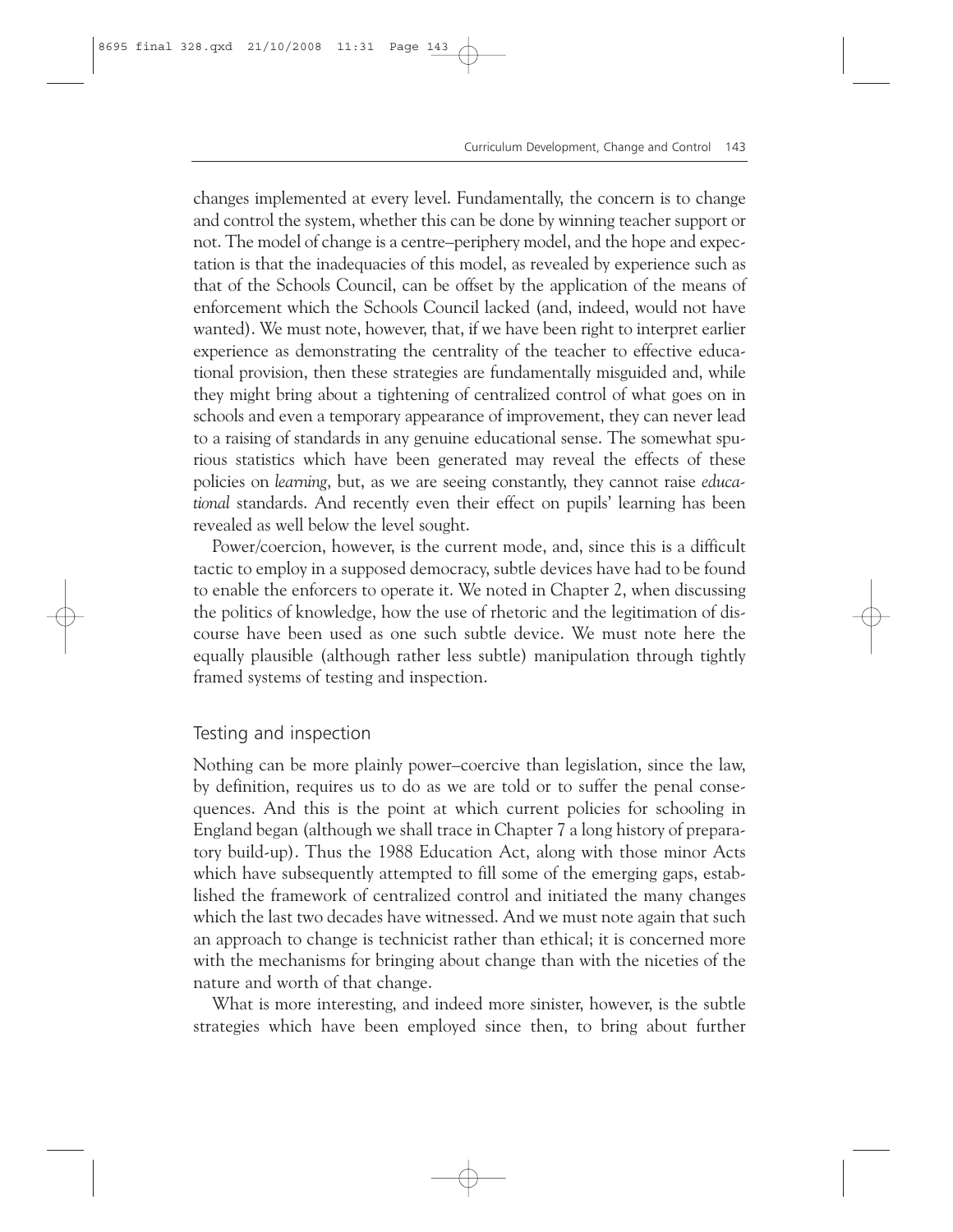changes implemented at every level. Fundamentally, the concern is to change and control the system, whether this can be done by winning teacher support or not. The model of change is a centre–periphery model, and the hope and expectation is that the inadequacies of this model, as revealed by experience such as that of the Schools Council, can be offset by the application of the means of enforcement which the Schools Council lacked (and, indeed, would not have wanted). We must note, however, that, if we have been right to interpret earlier experience as demonstrating the centrality of the teacher to effective educational provision, then these strategies are fundamentally misguided and, while they might bring about a tightening of centralized control of what goes on in schools and even a temporary appearance of improvement, they can never lead to a raising of standards in any genuine educational sense. The somewhat spurious statistics which have been generated may reveal the effects of these policies on *learning*, but, as we are seeing constantly, they cannot raise *educational* standards. And recently even their effect on pupils' learning has been revealed as well below the level sought.

Power/coercion, however, is the current mode, and, since this is a difficult tactic to employ in a supposed democracy, subtle devices have had to be found to enable the enforcers to operate it. We noted in Chapter 2, when discussing the politics of knowledge, how the use of rhetoric and the legitimation of discourse have been used as one such subtle device. We must note here the equally plausible (although rather less subtle) manipulation through tightly framed systems of testing and inspection.

## Testing and inspection

Nothing can be more plainly power–coercive than legislation, since the law, by definition, requires us to do as we are told or to suffer the penal consequences. And this is the point at which current policies for schooling in England began (although we shall trace in Chapter 7 a long history of preparatory build-up). Thus the 1988 Education Act, along with those minor Acts which have subsequently attempted to fill some of the emerging gaps, established the framework of centralized control and initiated the many changes which the last two decades have witnessed. And we must note again that such an approach to change is technicist rather than ethical; it is concerned more with the mechanisms for bringing about change than with the niceties of the nature and worth of that change.

What is more interesting, and indeed more sinister, however, is the subtle strategies which have been employed since then, to bring about further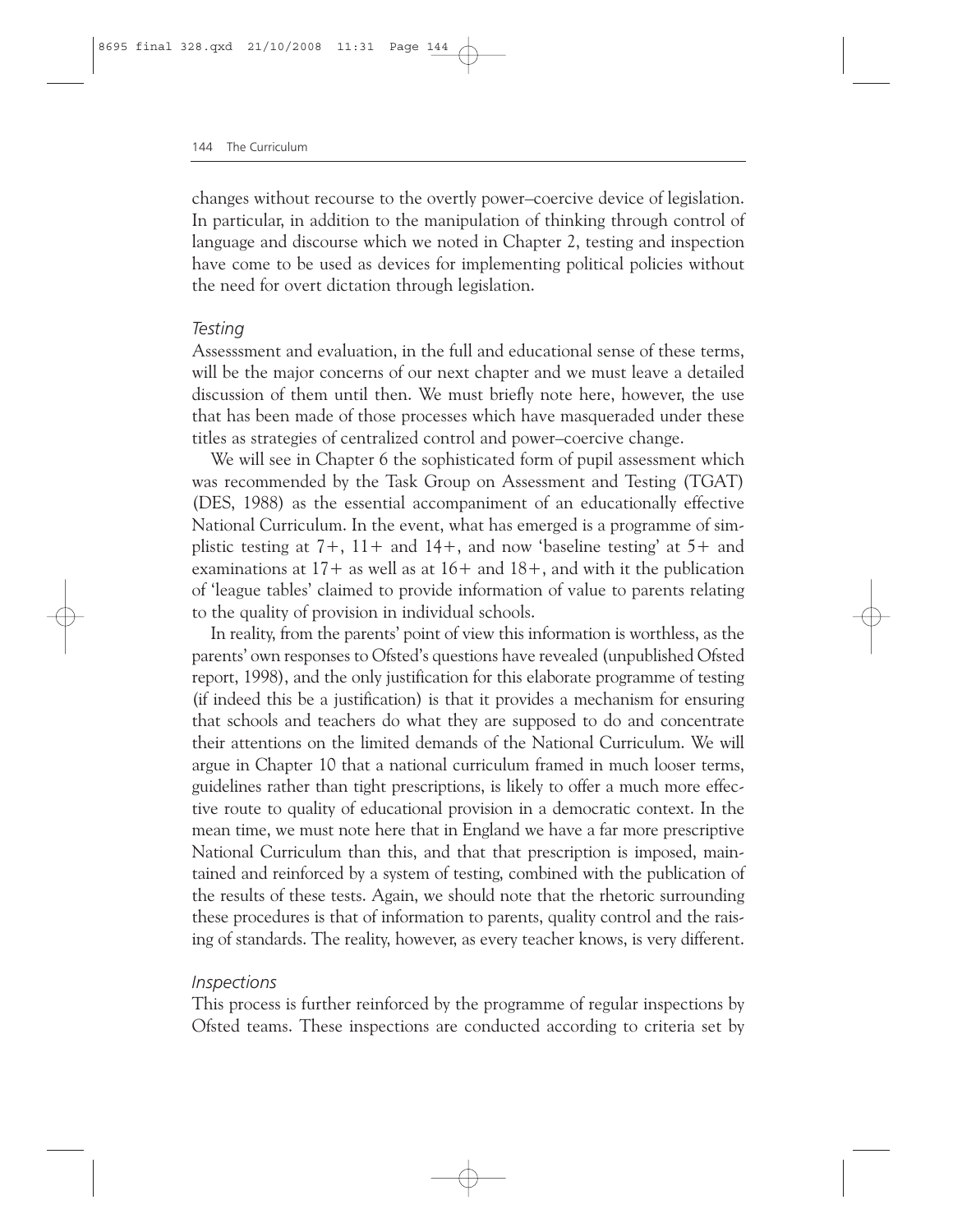changes without recourse to the overtly power–coercive device of legislation. In particular, in addition to the manipulation of thinking through control of language and discourse which we noted in Chapter 2, testing and inspection have come to be used as devices for implementing political policies without the need for overt dictation through legislation.

### *Testing*

Assesssment and evaluation, in the full and educational sense of these terms, will be the major concerns of our next chapter and we must leave a detailed discussion of them until then. We must briefly note here, however, the use that has been made of those processes which have masqueraded under these titles as strategies of centralized control and power–coercive change.

We will see in Chapter 6 the sophisticated form of pupil assessment which was recommended by the Task Group on Assessment and Testing (TGAT) (DES, 1988) as the essential accompaniment of an educationally effective National Curriculum. In the event, what has emerged is a programme of simplistic testing at 7+, 11+ and 14+, and now 'baseline testing' at 5+ and examinations at 17+ as well as at 16+ and 18+, and with it the publication of 'league tables' claimed to provide information of value to parents relating to the quality of provision in individual schools.

In reality, from the parents' point of view this information is worthless, as the parents' own responses to Ofsted's questions have revealed (unpublished Ofsted report, 1998), and the only justification for this elaborate programme of testing (if indeed this be a justification) is that it provides a mechanism for ensuring that schools and teachers do what they are supposed to do and concentrate their attentions on the limited demands of the National Curriculum. We will argue in Chapter 10 that a national curriculum framed in much looser terms, guidelines rather than tight prescriptions, is likely to offer a much more effective route to quality of educational provision in a democratic context. In the mean time, we must note here that in England we have a far more prescriptive National Curriculum than this, and that that prescription is imposed, maintained and reinforced by a system of testing, combined with the publication of the results of these tests. Again, we should note that the rhetoric surrounding these procedures is that of information to parents, quality control and the raising of standards. The reality, however, as every teacher knows, is very different.

### *Inspections*

This process is further reinforced by the programme of regular inspections by Ofsted teams. These inspections are conducted according to criteria set by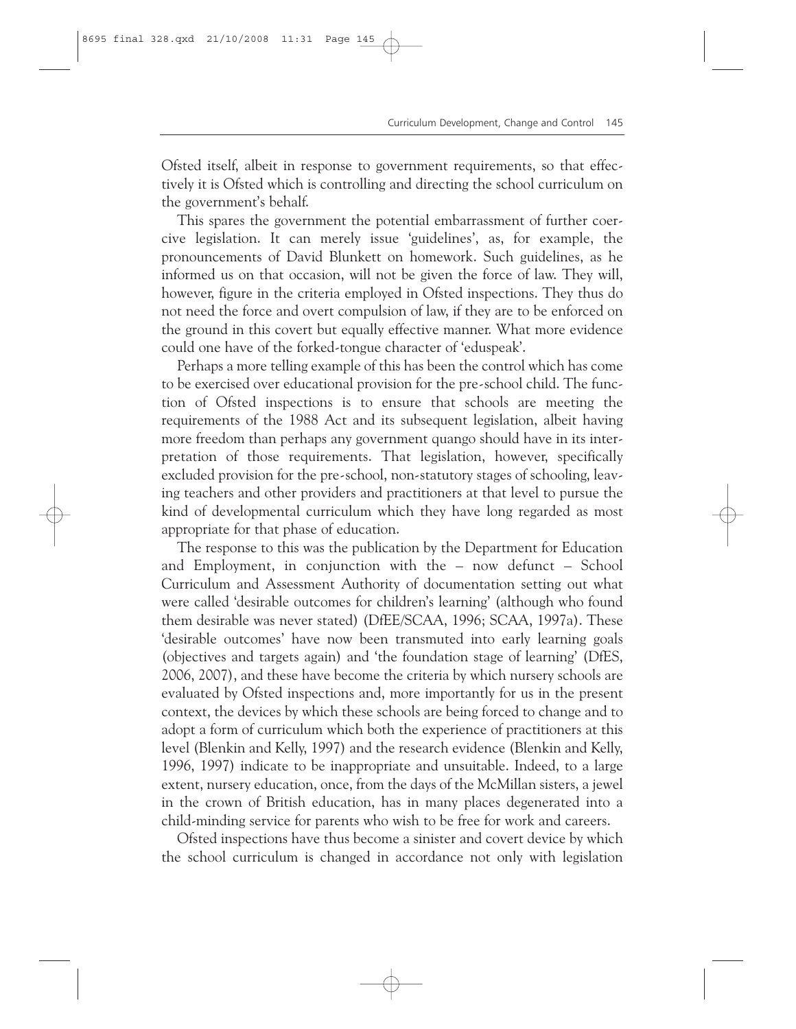Ofsted itself, albeit in response to government requirements, so that effectively it is Ofsted which is controlling and directing the school curriculum on the government's behalf.

This spares the government the potential embarrassment of further coercive legislation. It can merely issue 'guidelines', as, for example, the pronouncements of David Blunkett on homework. Such guidelines, as he informed us on that occasion, will not be given the force of law. They will, however, figure in the criteria employed in Ofsted inspections. They thus do not need the force and overt compulsion of law, if they are to be enforced on the ground in this covert but equally effective manner. What more evidence could one have of the forked-tongue character of 'eduspeak'.

Perhaps a more telling example of this has been the control which has come to be exercised over educational provision for the pre-school child. The function of Ofsted inspections is to ensure that schools are meeting the requirements of the 1988 Act and its subsequent legislation, albeit having more freedom than perhaps any government quango should have in its interpretation of those requirements. That legislation, however, specifically excluded provision for the pre-school, non-statutory stages of schooling, leaving teachers and other providers and practitioners at that level to pursue the kind of developmental curriculum which they have long regarded as most appropriate for that phase of education.

The response to this was the publication by the Department for Education and Employment, in conjunction with the – now defunct – School Curriculum and Assessment Authority of documentation setting out what were called 'desirable outcomes for children's learning' (although who found them desirable was never stated) (DfEE/SCAA, 1996; SCAA, 1997a). These 'desirable outcomes' have now been transmuted into early learning goals (objectives and targets again) and 'the foundation stage of learning' (DfES, 2006, 2007), and these have become the criteria by which nursery schools are evaluated by Ofsted inspections and, more importantly for us in the present context, the devices by which these schools are being forced to change and to adopt a form of curriculum which both the experience of practitioners at this level (Blenkin and Kelly, 1997) and the research evidence (Blenkin and Kelly, 1996, 1997) indicate to be inappropriate and unsuitable. Indeed, to a large extent, nursery education, once, from the days of the McMillan sisters, a jewel in the crown of British education, has in many places degenerated into a child-minding service for parents who wish to be free for work and careers.

Ofsted inspections have thus become a sinister and covert device by which the school curriculum is changed in accordance not only with legislation